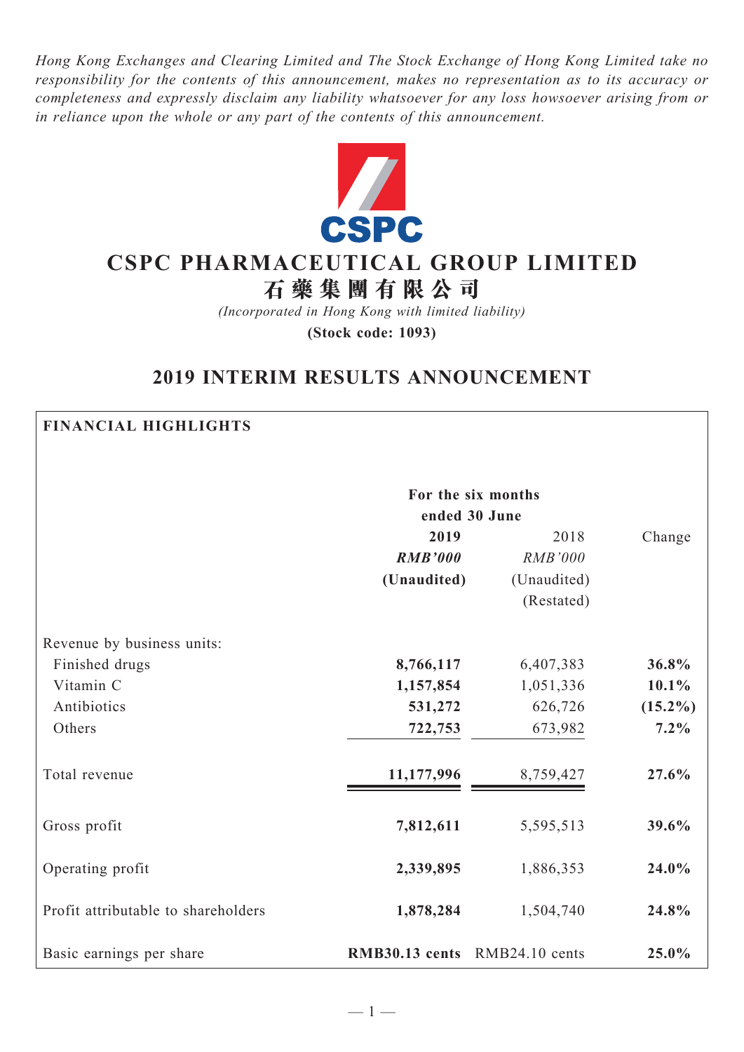*Hong Kong Exchanges and Clearing Limited and The Stock Exchange of Hong Kong Limited take no responsibility for the contents of this announcement, makes no representation as to its accuracy or completeness and expressly disclaim any liability whatsoever for any loss howsoever arising from or in reliance upon the whole or any part of the contents of this announcement.*

# CSPC PHARMACEUTICAL GROUP LIMITED
# 石藥集團有限公司

*(Incorporated in Hong Kong with limited liability)*

**(Stock code: 1093)**

## 2019 INTERIM RESULTS ANNOUNCEMENT

**FINANCIAL HIGHLIGHTS**

| | For the six months ended 30 June | | |
|---|---|---|---|
| | **2019** | 2018 | Change |
| | ***RMB'000*** | *RMB'000* | |
| | **(Unaudited)** | (Unaudited) (Restated) | |
| Revenue by business units: | | | |
| Finished drugs | **8,766,117** | 6,407,383 | **36.8%** |
| Vitamin C | **1,157,854** | 1,051,336 | **10.1%** |
| Antibiotics | **531,272** | 626,726 | **(15.2%)** |
| Others | **722,753** | 673,982 | **7.2%** |
| Total revenue | **11,177,996** | 8,759,427 | **27.6%** |
| Gross profit | **7,812,611** | 5,595,513 | **39.6%** |
| Operating profit | **2,339,895** | 1,886,353 | **24.0%** |
| Profit attributable to shareholders | **1,878,284** | 1,504,740 | **24.8%** |
| Basic earnings per share | **RMB30.13 cents** | RMB24.10 cents | **25.0%** |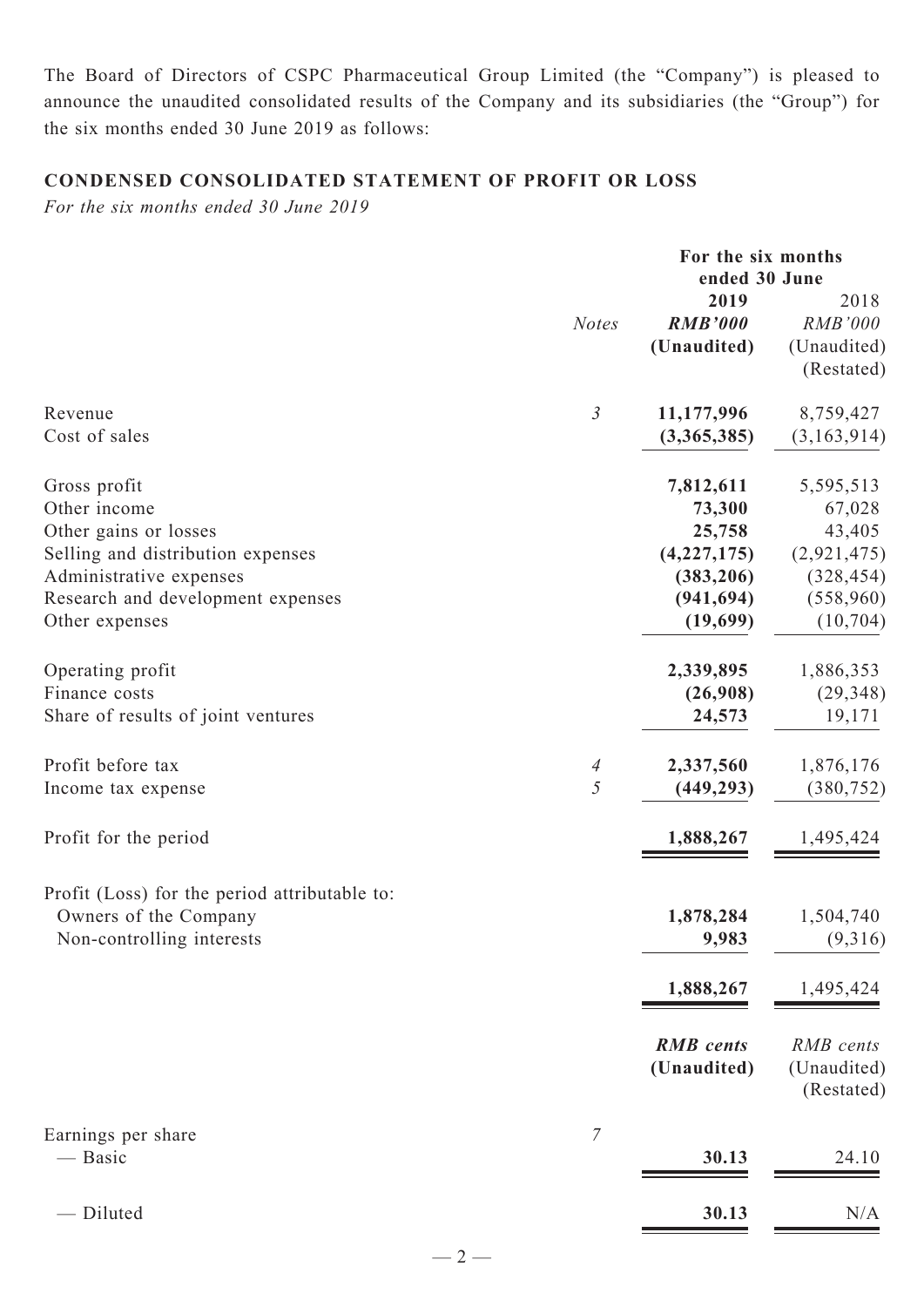The Board of Directors of CSPC Pharmaceutical Group Limited (the "Company") is pleased to announce the unaudited consolidated results of the Company and its subsidiaries (the "Group") for the six months ended 30 June 2019 as follows:

## CONDENSED CONSOLIDATED STATEMENT OF PROFIT OR LOSS

*For the six months ended 30 June 2019*

| | | For the six months ended 30 June | |
|---|---|---|---|
| | *Notes* | **2019** | 2018 |
| | | ***RMB'000*** | *RMB'000* |
| | | **(Unaudited)** | (Unaudited) |
| | | | (Restated) |
| Revenue | *3* | **11,177,996** | 8,759,427 |
| Cost of sales | | **(3,365,385)** | (3,163,914) |
| Gross profit | | **7,812,611** | 5,595,513 |
| Other income | | **73,300** | 67,028 |
| Other gains or losses | | **25,758** | 43,405 |
| Selling and distribution expenses | | **(4,227,175)** | (2,921,475) |
| Administrative expenses | | **(383,206)** | (328,454) |
| Research and development expenses | | **(941,694)** | (558,960) |
| Other expenses | | **(19,699)** | (10,704) |
| Operating profit | | **2,339,895** | 1,886,353 |
| Finance costs | | **(26,908)** | (29,348) |
| Share of results of joint ventures | | **24,573** | 19,171 |
| Profit before tax | *4* | **2,337,560** | 1,876,176 |
| Income tax expense | *5* | **(449,293)** | (380,752) |
| Profit for the period | | **1,888,267** | 1,495,424 |
| Profit (Loss) for the period attributable to: | | | |
| Owners of the Company | | **1,878,284** | 1,504,740 |
| Non-controlling interests | | **9,983** | (9,316) |
| | | **1,888,267** | 1,495,424 |
| | | ***RMB cents*** | *RMB cents* |
| | | **(Unaudited)** | (Unaudited) |
| | | | (Restated) |
| Earnings per share | *7* | | |
| — Basic | | **30.13** | 24.10 |
| — Diluted | | **30.13** | N/A |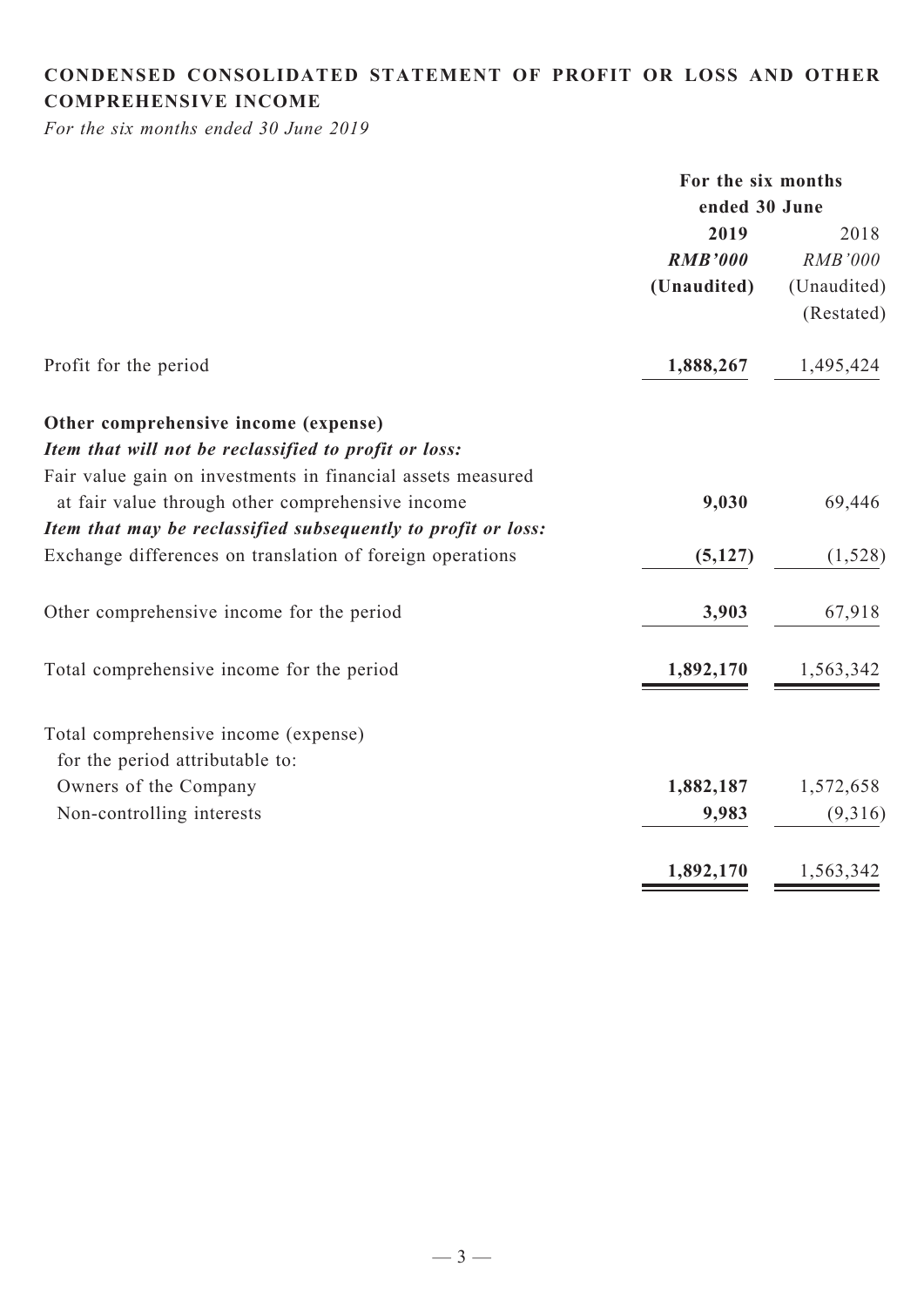## CONDENSED CONSOLIDATED STATEMENT OF PROFIT OR LOSS AND OTHER COMPREHENSIVE INCOME

*For the six months ended 30 June 2019*

| | For the six months ended 30 June | |
|---|---|---|
| | **2019** | 2018 |
| | ***RMB'000*** | *RMB'000* |
| | **(Unaudited)** | (Unaudited) |
| | | (Restated) |
| Profit for the period | **1,888,267** | 1,495,424 |
| **Other comprehensive income (expense)** | | |
| ***Item that will not be reclassified to profit or loss:*** | | |
| Fair value gain on investments in financial assets measured at fair value through other comprehensive income | **9,030** | 69,446 |
| ***Item that may be reclassified subsequently to profit or loss:*** | | |
| Exchange differences on translation of foreign operations | **(5,127)** | (1,528) |
| Other comprehensive income for the period | **3,903** | 67,918 |
| Total comprehensive income for the period | **1,892,170** | 1,563,342 |
| Total comprehensive income (expense) for the period attributable to: | | |
| Owners of the Company | **1,882,187** | 1,572,658 |
| Non-controlling interests | **9,983** | (9,316) |
| | **1,892,170** | 1,563,342 |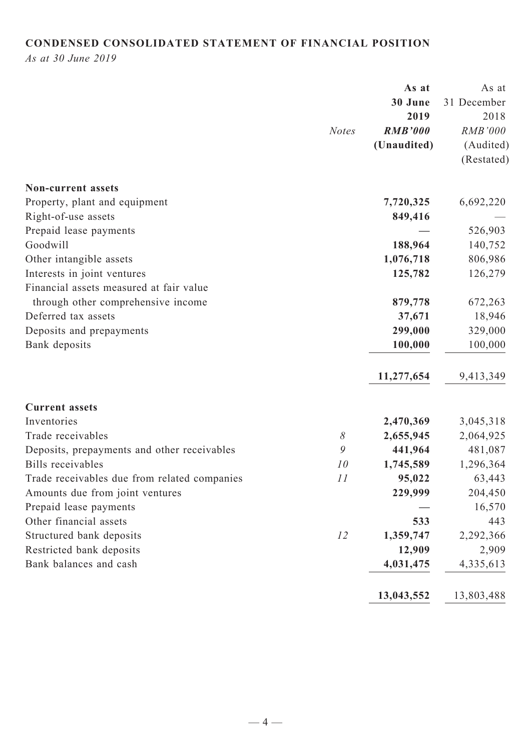## CONDENSED CONSOLIDATED STATEMENT OF FINANCIAL POSITION

*As at 30 June 2019*

| | *Notes* | **As at 30 June 2019** **RMB'000** **(Unaudited)** | As at 31 December 2018 RMB'000 (Audited) (Restated) |
|---|---|---|---|
| **Non-current assets** | | | |
| Property, plant and equipment | | **7,720,325** | 6,692,220 |
| Right-of-use assets | | **849,416** | — |
| Prepaid lease payments | | **—** | 526,903 |
| Goodwill | | **188,964** | 140,752 |
| Other intangible assets | | **1,076,718** | 806,986 |
| Interests in joint ventures | | **125,782** | 126,279 |
| Financial assets measured at fair value through other comprehensive income | | **879,778** | 672,263 |
| Deferred tax assets | | **37,671** | 18,946 |
| Deposits and prepayments | | **299,000** | 329,000 |
| Bank deposits | | **100,000** | 100,000 |
| | | **11,277,654** | 9,413,349 |
| **Current assets** | | | |
| Inventories | | **2,470,369** | 3,045,318 |
| Trade receivables | *8* | **2,655,945** | 2,064,925 |
| Deposits, prepayments and other receivables | *9* | **441,964** | 481,087 |
| Bills receivables | *10* | **1,745,589** | 1,296,364 |
| Trade receivables due from related companies | *11* | **95,022** | 63,443 |
| Amounts due from joint ventures | | **229,999** | 204,450 |
| Prepaid lease payments | | **—** | 16,570 |
| Other financial assets | | **533** | 443 |
| Structured bank deposits | *12* | **1,359,747** | 2,292,366 |
| Restricted bank deposits | | **12,909** | 2,909 |
| Bank balances and cash | | **4,031,475** | 4,335,613 |
| | | **13,043,552** | 13,803,488 |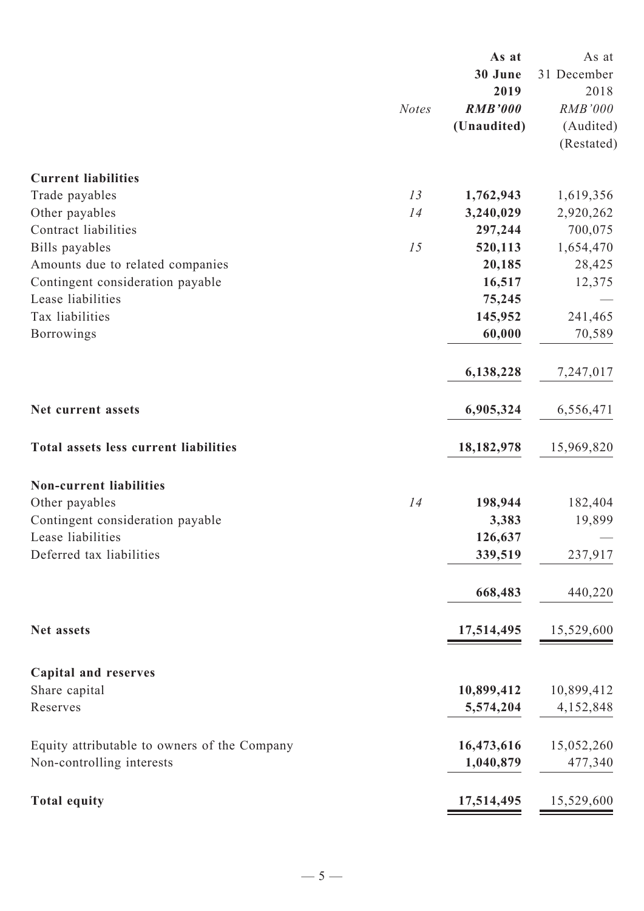| | Notes | As at 30 June 2019 RMB'000 (Unaudited) | As at 31 December 2018 RMB'000 (Audited) (Restated) |
|---|---|---|---|
| **Current liabilities** | | | |
| Trade payables | 13 | **1,762,943** | 1,619,356 |
| Other payables | 14 | **3,240,029** | 2,920,262 |
| Contract liabilities | | **297,244** | 700,075 |
| Bills payables | 15 | **520,113** | 1,654,470 |
| Amounts due to related companies | | **20,185** | 28,425 |
| Contingent consideration payable | | **16,517** | 12,375 |
| Lease liabilities | | **75,245** | — |
| Tax liabilities | | **145,952** | 241,465 |
| Borrowings | | **60,000** | 70,589 |
| | | **6,138,228** | 7,247,017 |
| **Net current assets** | | **6,905,324** | 6,556,471 |
| **Total assets less current liabilities** | | **18,182,978** | 15,969,820 |
| **Non-current liabilities** | | | |
| Other payables | 14 | **198,944** | 182,404 |
| Contingent consideration payable | | **3,383** | 19,899 |
| Lease liabilities | | **126,637** | — |
| Deferred tax liabilities | | **339,519** | 237,917 |
| | | **668,483** | 440,220 |
| **Net assets** | | **17,514,495** | 15,529,600 |
| **Capital and reserves** | | | |
| Share capital | | **10,899,412** | 10,899,412 |
| Reserves | | **5,574,204** | 4,152,848 |
| Equity attributable to owners of the Company | | **16,473,616** | 15,052,260 |
| Non-controlling interests | | **1,040,879** | 477,340 |
| **Total equity** | | **17,514,495** | 15,529,600 |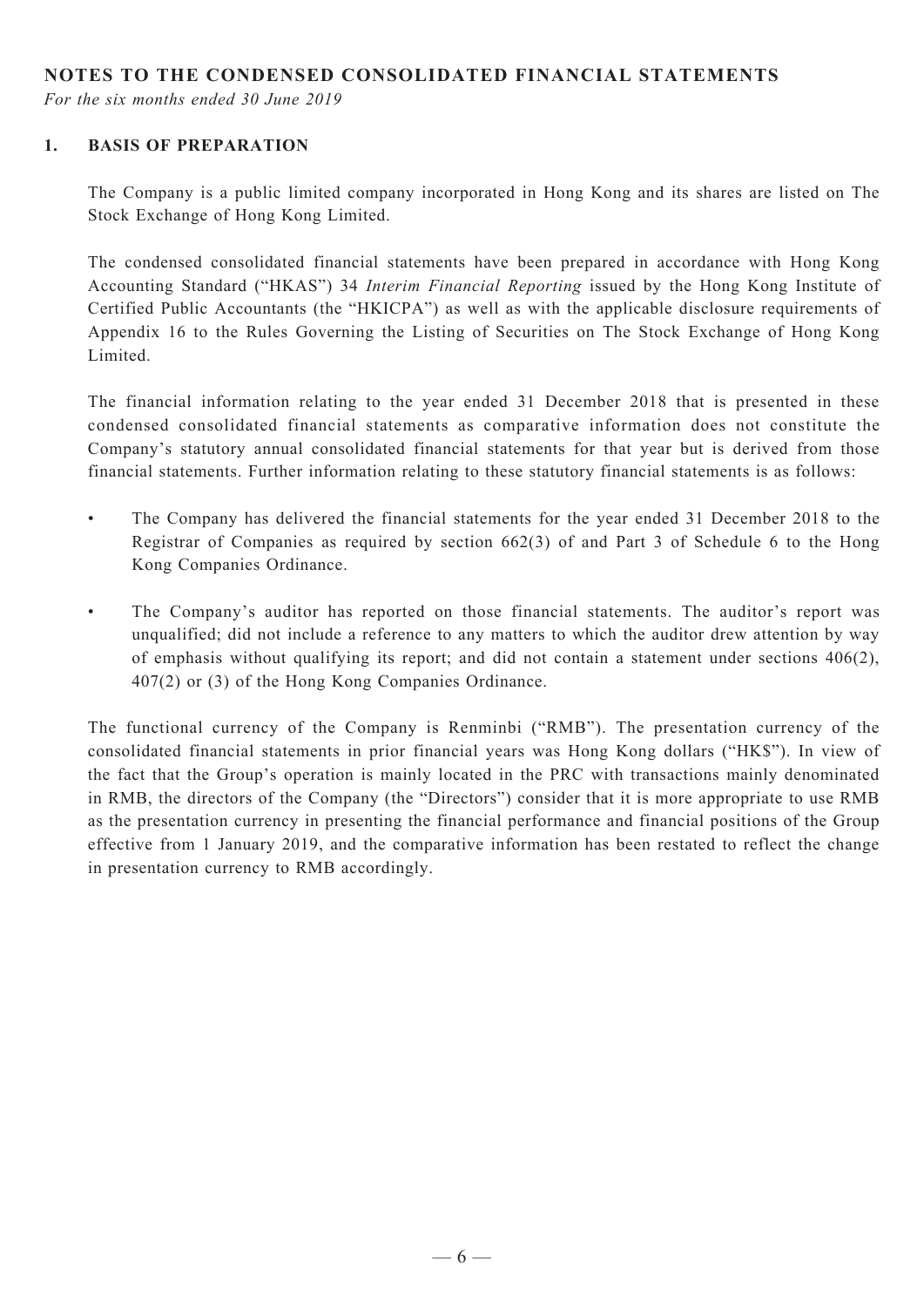## NOTES TO THE CONDENSED CONSOLIDATED FINANCIAL STATEMENTS

*For the six months ended 30 June 2019*

### 1. BASIS OF PREPARATION

The Company is a public limited company incorporated in Hong Kong and its shares are listed on The Stock Exchange of Hong Kong Limited.

The condensed consolidated financial statements have been prepared in accordance with Hong Kong Accounting Standard ("HKAS") 34 *Interim Financial Reporting* issued by the Hong Kong Institute of Certified Public Accountants (the "HKICPA") as well as with the applicable disclosure requirements of Appendix 16 to the Rules Governing the Listing of Securities on The Stock Exchange of Hong Kong Limited.

The financial information relating to the year ended 31 December 2018 that is presented in these condensed consolidated financial statements as comparative information does not constitute the Company's statutory annual consolidated financial statements for that year but is derived from those financial statements. Further information relating to these statutory financial statements is as follows:

- The Company has delivered the financial statements for the year ended 31 December 2018 to the Registrar of Companies as required by section 662(3) of and Part 3 of Schedule 6 to the Hong Kong Companies Ordinance.
- The Company's auditor has reported on those financial statements. The auditor's report was unqualified; did not include a reference to any matters to which the auditor drew attention by way of emphasis without qualifying its report; and did not contain a statement under sections 406(2), 407(2) or (3) of the Hong Kong Companies Ordinance.

The functional currency of the Company is Renminbi ("RMB"). The presentation currency of the consolidated financial statements in prior financial years was Hong Kong dollars ("HK$"). In view of the fact that the Group's operation is mainly located in the PRC with transactions mainly denominated in RMB, the directors of the Company (the "Directors") consider that it is more appropriate to use RMB as the presentation currency in presenting the financial performance and financial positions of the Group effective from 1 January 2019, and the comparative information has been restated to reflect the change in presentation currency to RMB accordingly.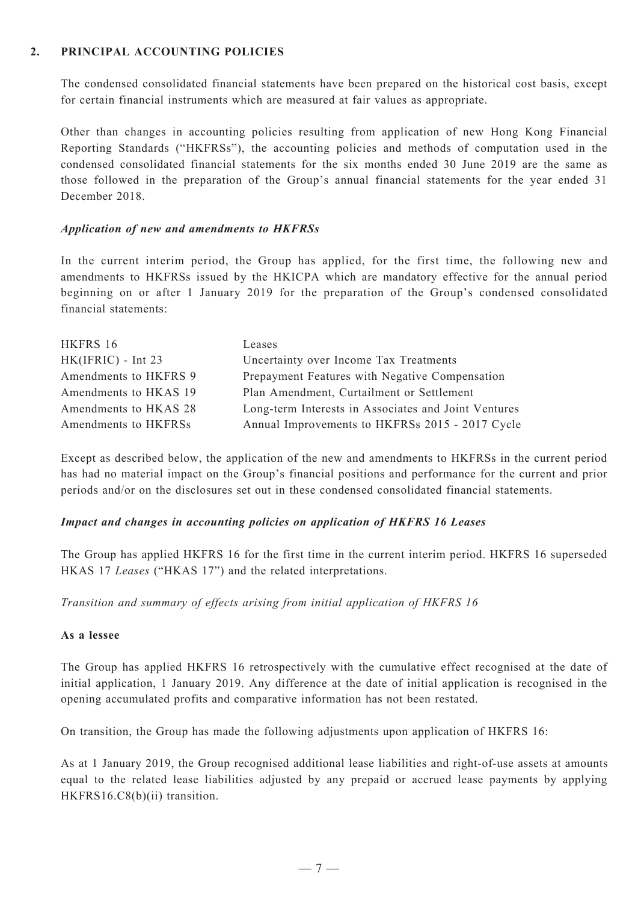## 2. PRINCIPAL ACCOUNTING POLICIES

The condensed consolidated financial statements have been prepared on the historical cost basis, except for certain financial instruments which are measured at fair values as appropriate.

Other than changes in accounting policies resulting from application of new Hong Kong Financial Reporting Standards ("HKFRSs"), the accounting policies and methods of computation used in the condensed consolidated financial statements for the six months ended 30 June 2019 are the same as those followed in the preparation of the Group's annual financial statements for the year ended 31 December 2018.

### *Application of new and amendments to HKFRSs*

In the current interim period, the Group has applied, for the first time, the following new and amendments to HKFRSs issued by the HKICPA which are mandatory effective for the annual period beginning on or after 1 January 2019 for the preparation of the Group's condensed consolidated financial statements:

| | |
|---|---|
| HKFRS 16 | Leases |
| HK(IFRIC) - Int 23 | Uncertainty over Income Tax Treatments |
| Amendments to HKFRS 9 | Prepayment Features with Negative Compensation |
| Amendments to HKAS 19 | Plan Amendment, Curtailment or Settlement |
| Amendments to HKAS 28 | Long-term Interests in Associates and Joint Ventures |
| Amendments to HKFRSs | Annual Improvements to HKFRSs 2015 - 2017 Cycle |

Except as described below, the application of the new and amendments to HKFRSs in the current period has had no material impact on the Group's financial positions and performance for the current and prior periods and/or on the disclosures set out in these condensed consolidated financial statements.

### *Impact and changes in accounting policies on application of HKFRS 16 Leases*

The Group has applied HKFRS 16 for the first time in the current interim period. HKFRS 16 superseded HKAS 17 *Leases* ("HKAS 17") and the related interpretations.

*Transition and summary of effects arising from initial application of HKFRS 16*

**As a lessee**

The Group has applied HKFRS 16 retrospectively with the cumulative effect recognised at the date of initial application, 1 January 2019. Any difference at the date of initial application is recognised in the opening accumulated profits and comparative information has not been restated.

On transition, the Group has made the following adjustments upon application of HKFRS 16:

As at 1 January 2019, the Group recognised additional lease liabilities and right-of-use assets at amounts equal to the related lease liabilities adjusted by any prepaid or accrued lease payments by applying HKFRS16.C8(b)(ii) transition.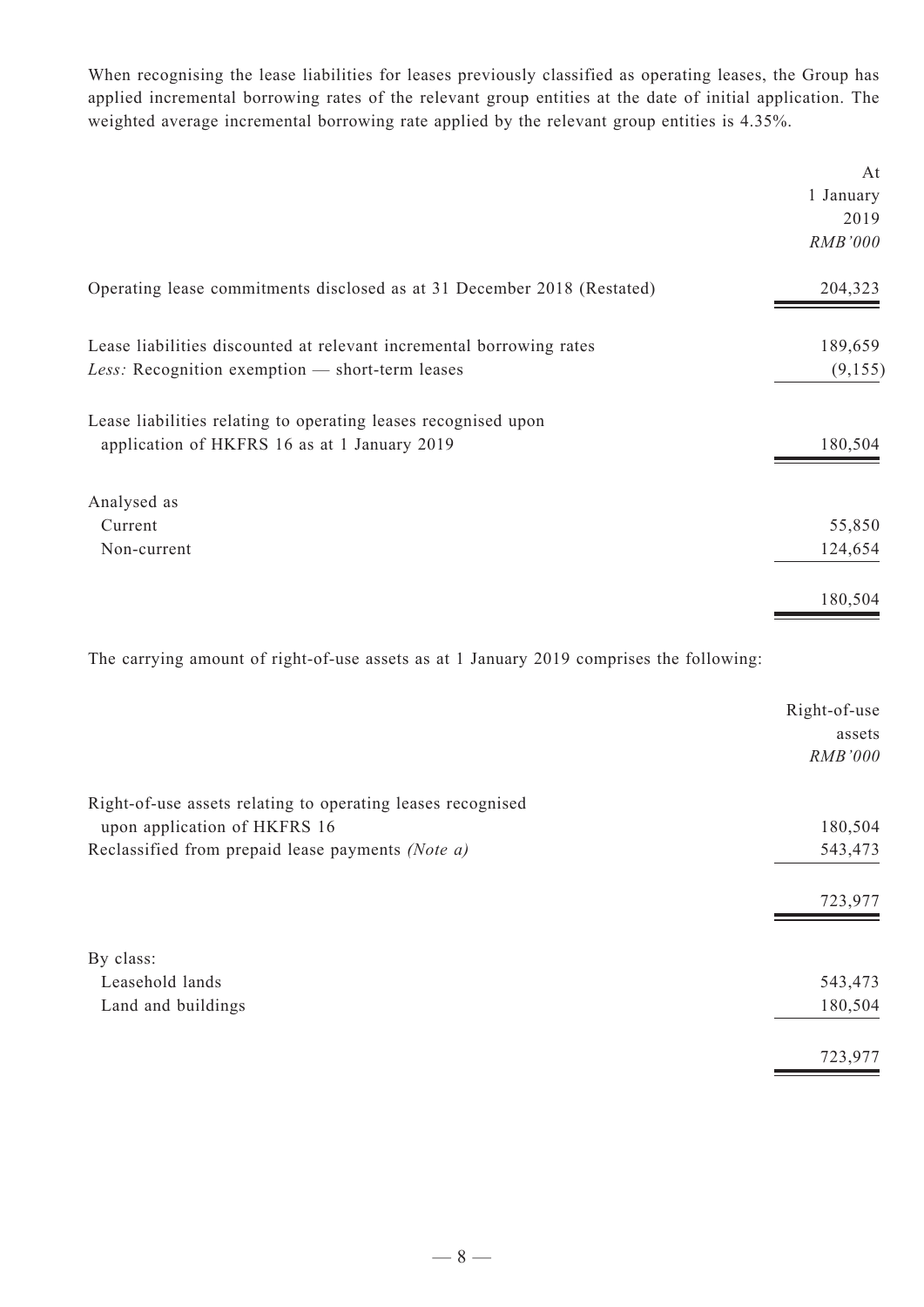When recognising the lease liabilities for leases previously classified as operating leases, the Group has applied incremental borrowing rates of the relevant group entities at the date of initial application. The weighted average incremental borrowing rate applied by the relevant group entities is 4.35%.

| | At 1 January 2019 *RMB'000* |
|---|---|
| Operating lease commitments disclosed as at 31 December 2018 (Restated) | 204,323 |
| Lease liabilities discounted at relevant incremental borrowing rates | 189,659 |
| *Less:* Recognition exemption — short-term leases | (9,155) |
| Lease liabilities relating to operating leases recognised upon application of HKFRS 16 as at 1 January 2019 | 180,504 |
| Analysed as | |
| Current | 55,850 |
| Non-current | 124,654 |
| | 180,504 |

The carrying amount of right-of-use assets as at 1 January 2019 comprises the following:

| | Right-of-use assets *RMB'000* |
|---|---|
| Right-of-use assets relating to operating leases recognised upon application of HKFRS 16 | 180,504 |
| Reclassified from prepaid lease payments *(Note a)* | 543,473 |
| | 723,977 |
| By class: | |
| Leasehold lands | 543,473 |
| Land and buildings | 180,504 |
| | 723,977 |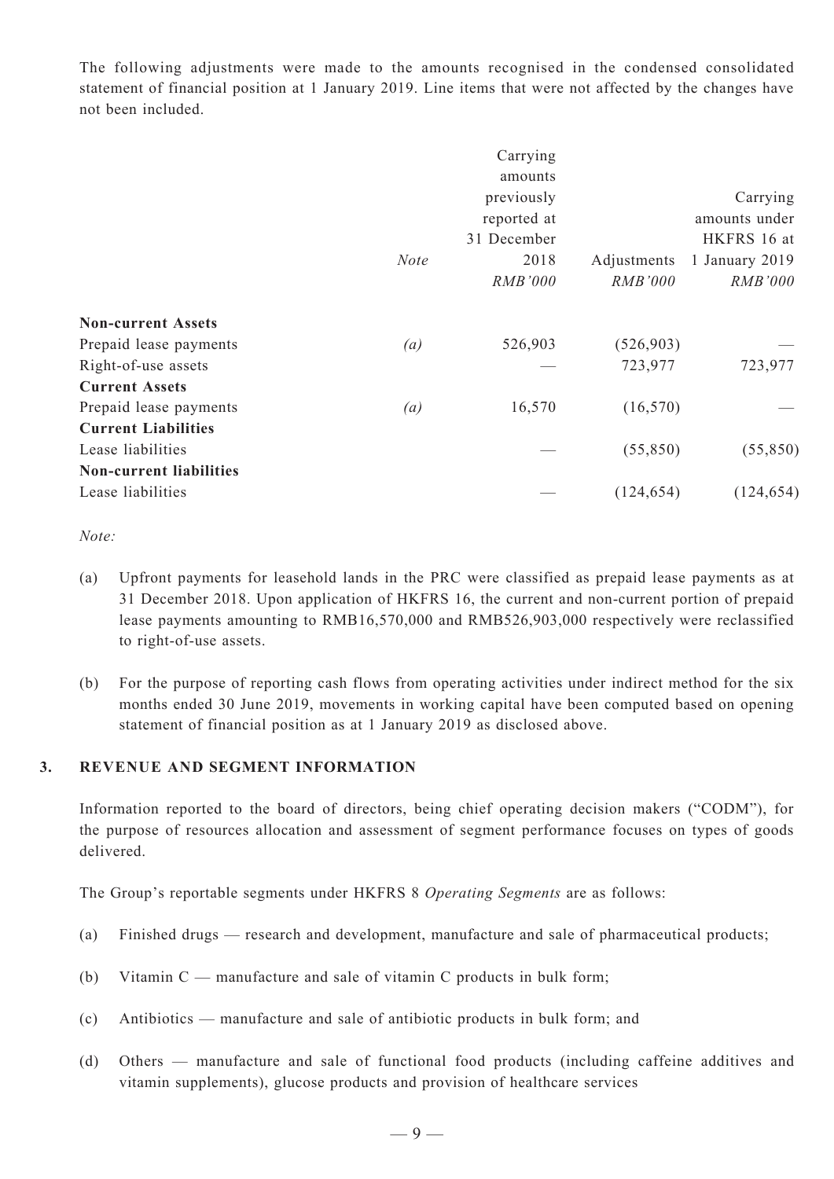The following adjustments were made to the amounts recognised in the condensed consolidated statement of financial position at 1 January 2019. Line items that were not affected by the changes have not been included.

| | *Note* | Carrying amounts previously reported at 31 December 2018 | Adjustments | Carrying amounts under HKFRS 16 at 1 January 2019 |
|---|---|---|---|---|
| | | *RMB'000* | *RMB'000* | *RMB'000* |
| **Non-current Assets** | | | | |
| Prepaid lease payments | *(a)* | 526,903 | (526,903) | — |
| Right-of-use assets | | — | 723,977 | 723,977 |
| **Current Assets** | | | | |
| Prepaid lease payments | *(a)* | 16,570 | (16,570) | — |
| **Current Liabilities** | | | | |
| Lease liabilities | | — | (55,850) | (55,850) |
| **Non-current liabilities** | | | | |
| Lease liabilities | | — | (124,654) | (124,654) |

*Note:*

(a) Upfront payments for leasehold lands in the PRC were classified as prepaid lease payments as at 31 December 2018. Upon application of HKFRS 16, the current and non-current portion of prepaid lease payments amounting to RMB16,570,000 and RMB526,903,000 respectively were reclassified to right-of-use assets.

(b) For the purpose of reporting cash flows from operating activities under indirect method for the six months ended 30 June 2019, movements in working capital have been computed based on opening statement of financial position as at 1 January 2019 as disclosed above.

## 3. REVENUE AND SEGMENT INFORMATION

Information reported to the board of directors, being chief operating decision makers ("CODM"), for the purpose of resources allocation and assessment of segment performance focuses on types of goods delivered.

The Group's reportable segments under HKFRS 8 *Operating Segments* are as follows:

(a) Finished drugs — research and development, manufacture and sale of pharmaceutical products;

(b) Vitamin C — manufacture and sale of vitamin C products in bulk form;

(c) Antibiotics — manufacture and sale of antibiotic products in bulk form; and

(d) Others — manufacture and sale of functional food products (including caffeine additives and vitamin supplements), glucose products and provision of healthcare services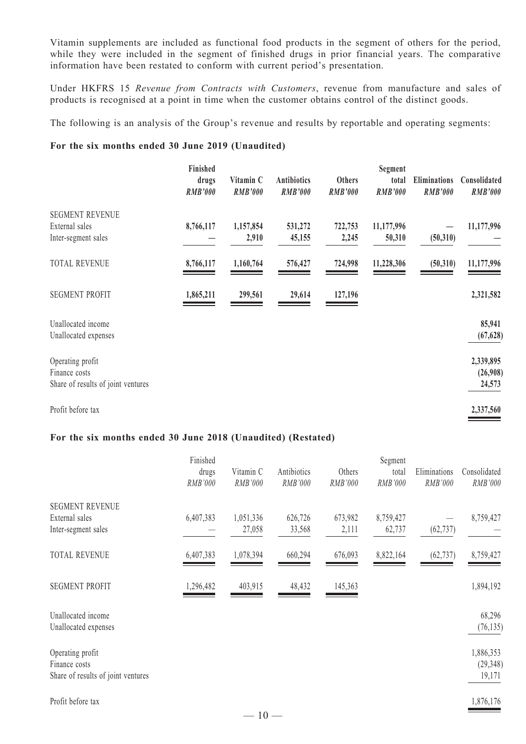Vitamin supplements are included as functional food products in the segment of others for the period, while they were included in the segment of finished drugs in prior financial years. The comparative information have been restated to conform with current period's presentation.

Under HKFRS 15 *Revenue from Contracts with Customers*, revenue from manufacture and sales of products is recognised at a point in time when the customer obtains control of the distinct goods.

The following is an analysis of the Group's revenue and results by reportable and operating segments:

**For the six months ended 30 June 2019 (Unaudited)**

| | **Finished drugs** *RMB'000* | **Vitamin C** *RMB'000* | **Antibiotics** *RMB'000* | **Others** *RMB'000* | **Segment total** *RMB'000* | **Eliminations** *RMB'000* | **Consolidated** *RMB'000* |
|---|---|---|---|---|---|---|---|
| SEGMENT REVENUE | | | | | | | |
| External sales | **8,766,117** | **1,157,854** | **531,272** | **722,753** | **11,177,996** | **—** | **11,177,996** |
| Inter-segment sales | **—** | **2,910** | **45,155** | **2,245** | **50,310** | **(50,310)** | **—** |
| TOTAL REVENUE | **8,766,117** | **1,160,764** | **576,427** | **724,998** | **11,228,306** | **(50,310)** | **11,177,996** |
| SEGMENT PROFIT | **1,865,211** | **299,561** | **29,614** | **127,196** | | | **2,321,582** |
| Unallocated income | | | | | | | **85,941** |
| Unallocated expenses | | | | | | | **(67,628)** |
| Operating profit | | | | | | | **2,339,895** |
| Finance costs | | | | | | | **(26,908)** |
| Share of results of joint ventures | | | | | | | **24,573** |
| Profit before tax | | | | | | | **2,337,560** |

**For the six months ended 30 June 2018 (Unaudited) (Restated)**

| | Finished drugs *RMB'000* | Vitamin C *RMB'000* | Antibiotics *RMB'000* | Others *RMB'000* | Segment total *RMB'000* | Eliminations *RMB'000* | Consolidated *RMB'000* |
|---|---|---|---|---|---|---|---|
| SEGMENT REVENUE | | | | | | | |
| External sales | 6,407,383 | 1,051,336 | 626,726 | 673,982 | 8,759,427 | — | 8,759,427 |
| Inter-segment sales | — | 27,058 | 33,568 | 2,111 | 62,737 | (62,737) | — |
| TOTAL REVENUE | 6,407,383 | 1,078,394 | 660,294 | 676,093 | 8,822,164 | (62,737) | 8,759,427 |
| SEGMENT PROFIT | 1,296,482 | 403,915 | 48,432 | 145,363 | | | 1,894,192 |
| Unallocated income | | | | | | | 68,296 |
| Unallocated expenses | | | | | | | (76,135) |
| Operating profit | | | | | | | 1,886,353 |
| Finance costs | | | | | | | (29,348) |
| Share of results of joint ventures | | | | | | | 19,171 |
| Profit before tax | | | | | | | 1,876,176 |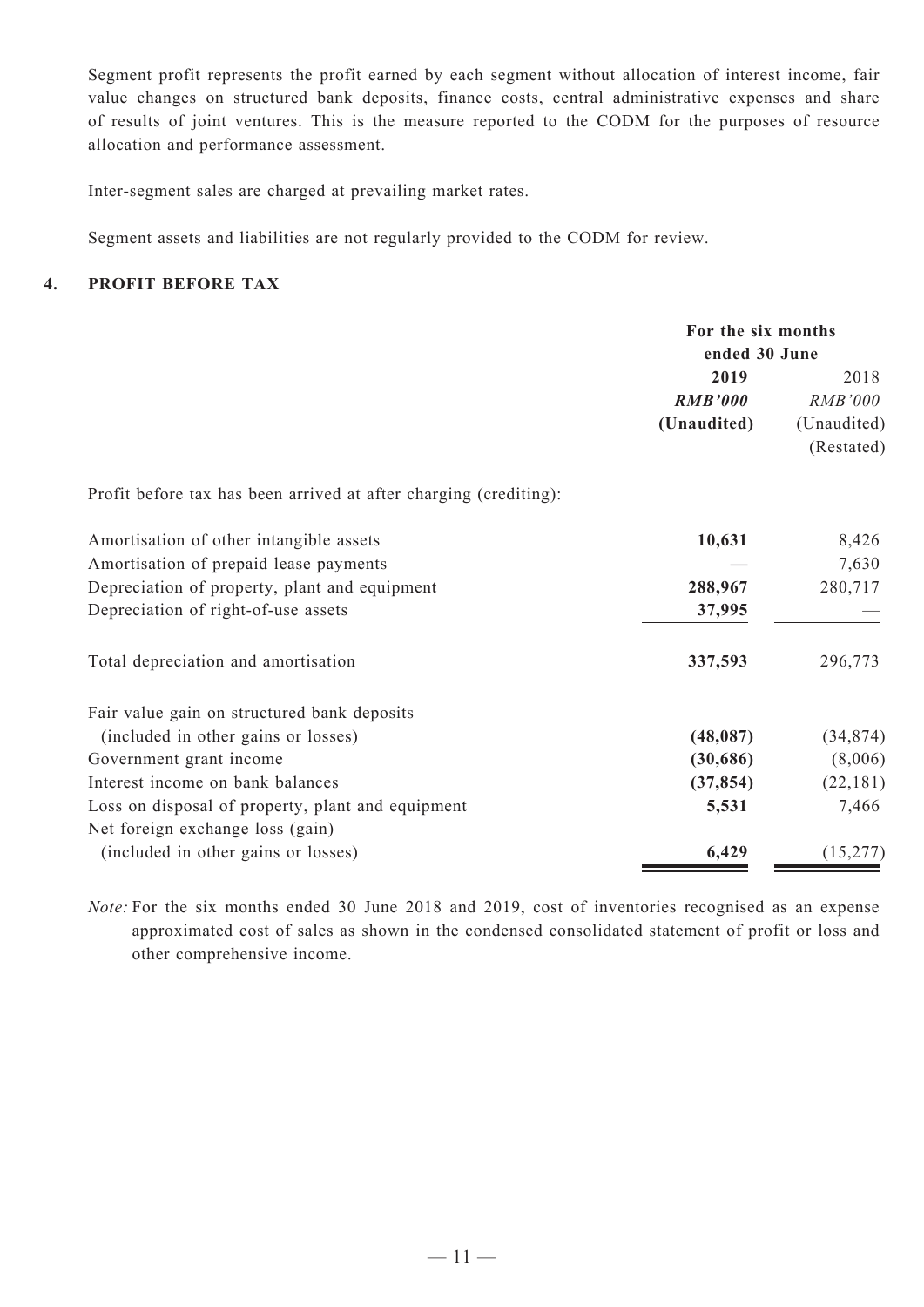Segment profit represents the profit earned by each segment without allocation of interest income, fair value changes on structured bank deposits, finance costs, central administrative expenses and share of results of joint ventures. This is the measure reported to the CODM for the purposes of resource allocation and performance assessment.

Inter-segment sales are charged at prevailing market rates.

Segment assets and liabilities are not regularly provided to the CODM for review.

## 4. PROFIT BEFORE TAX

| | For the six months ended 30 June | |
|---|---|---|
| | **2019** | 2018 |
| | ***RMB'000*** | *RMB'000* |
| | **(Unaudited)** | (Unaudited) |
| | | (Restated) |
| Profit before tax has been arrived at after charging (crediting): | | |
| Amortisation of other intangible assets | **10,631** | 8,426 |
| Amortisation of prepaid lease payments | **—** | 7,630 |
| Depreciation of property, plant and equipment | **288,967** | 280,717 |
| Depreciation of right-of-use assets | **37,995** | — |
| Total depreciation and amortisation | **337,593** | 296,773 |
| Fair value gain on structured bank deposits (included in other gains or losses) | **(48,087)** | (34,874) |
| Government grant income | **(30,686)** | (8,006) |
| Interest income on bank balances | **(37,854)** | (22,181) |
| Loss on disposal of property, plant and equipment | **5,531** | 7,466 |
| Net foreign exchange loss (gain) (included in other gains or losses) | **6,429** | (15,277) |

*Note:* For the six months ended 30 June 2018 and 2019, cost of inventories recognised as an expense approximated cost of sales as shown in the condensed consolidated statement of profit or loss and other comprehensive income.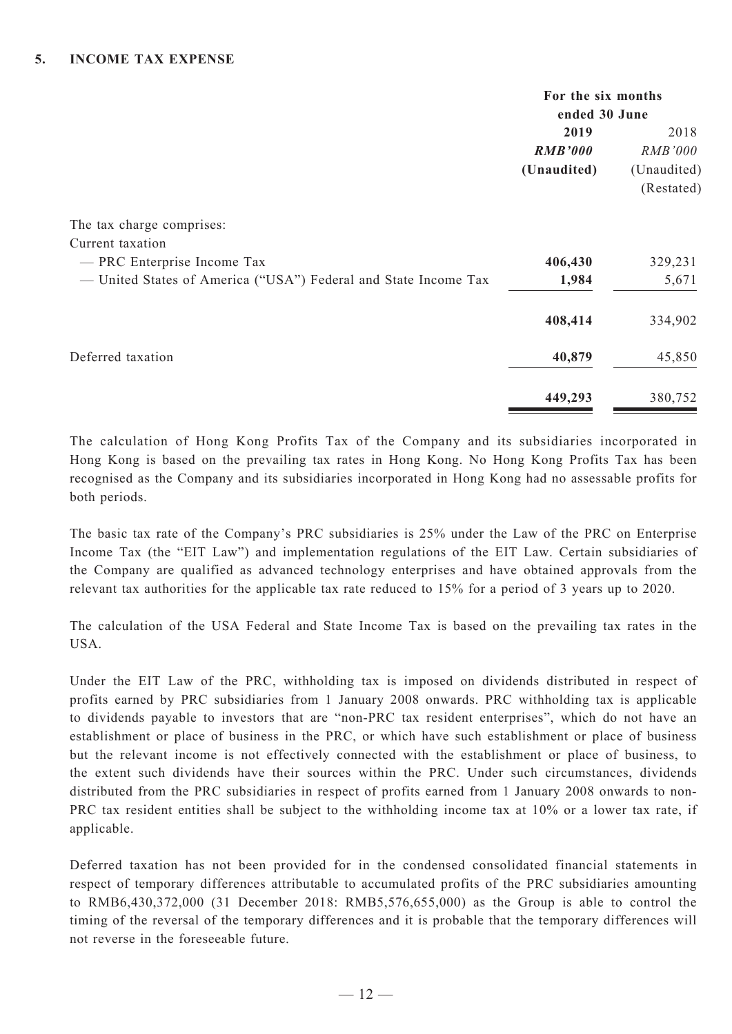## 5. INCOME TAX EXPENSE

| | For the six months ended 30 June | |
|---|---|---|
| | **2019** | 2018 |
| | ***RMB'000*** | *RMB'000* |
| | **(Unaudited)** | (Unaudited) |
| | | (Restated) |
| The tax charge comprises: | | |
| Current taxation | | |
| — PRC Enterprise Income Tax | **406,430** | 329,231 |
| — United States of America ("USA") Federal and State Income Tax | **1,984** | 5,671 |
| | **408,414** | 334,902 |
| Deferred taxation | **40,879** | 45,850 |
| | **449,293** | 380,752 |

The calculation of Hong Kong Profits Tax of the Company and its subsidiaries incorporated in Hong Kong is based on the prevailing tax rates in Hong Kong. No Hong Kong Profits Tax has been recognised as the Company and its subsidiaries incorporated in Hong Kong had no assessable profits for both periods.

The basic tax rate of the Company's PRC subsidiaries is 25% under the Law of the PRC on Enterprise Income Tax (the "EIT Law") and implementation regulations of the EIT Law. Certain subsidiaries of the Company are qualified as advanced technology enterprises and have obtained approvals from the relevant tax authorities for the applicable tax rate reduced to 15% for a period of 3 years up to 2020.

The calculation of the USA Federal and State Income Tax is based on the prevailing tax rates in the USA.

Under the EIT Law of the PRC, withholding tax is imposed on dividends distributed in respect of profits earned by PRC subsidiaries from 1 January 2008 onwards. PRC withholding tax is applicable to dividends payable to investors that are "non-PRC tax resident enterprises", which do not have an establishment or place of business in the PRC, or which have such establishment or place of business but the relevant income is not effectively connected with the establishment or place of business, to the extent such dividends have their sources within the PRC. Under such circumstances, dividends distributed from the PRC subsidiaries in respect of profits earned from 1 January 2008 onwards to non-PRC tax resident entities shall be subject to the withholding income tax at 10% or a lower tax rate, if applicable.

Deferred taxation has not been provided for in the condensed consolidated financial statements in respect of temporary differences attributable to accumulated profits of the PRC subsidiaries amounting to RMB6,430,372,000 (31 December 2018: RMB5,576,655,000) as the Group is able to control the timing of the reversal of the temporary differences and it is probable that the temporary differences will not reverse in the foreseeable future.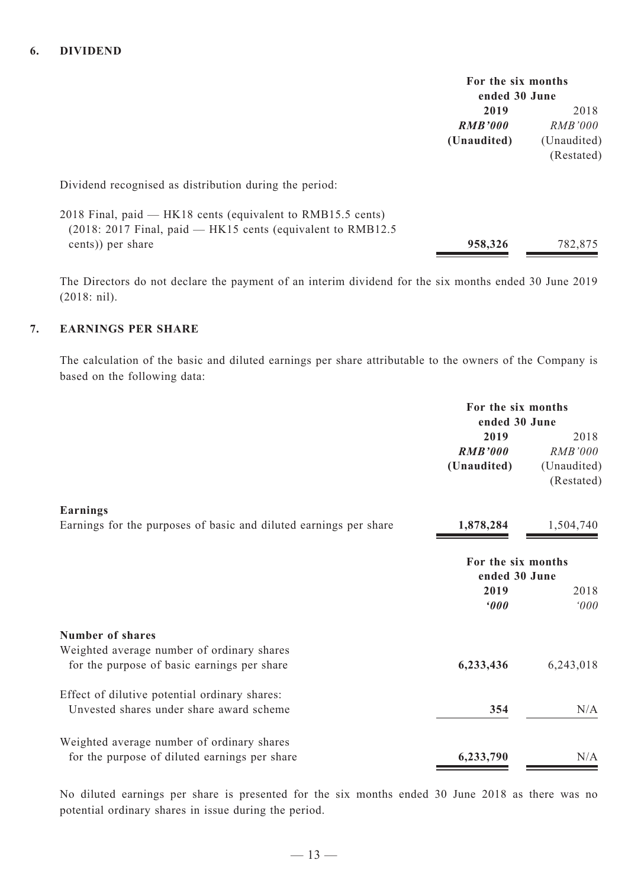## 6. DIVIDEND

| | For the six months ended 30 June | |
|---|---|---|
| | **2019** | 2018 |
| | ***RMB'000*** | *RMB'000* |
| | **(Unaudited)** | (Unaudited) (Restated) |
| Dividend recognised as distribution during the period: | | |
| 2018 Final, paid — HK18 cents (equivalent to RMB15.5 cents) (2018: 2017 Final, paid — HK15 cents (equivalent to RMB12.5 cents)) per share | **958,326** | 782,875 |

The Directors do not declare the payment of an interim dividend for the six months ended 30 June 2019 (2018: nil).

## 7. EARNINGS PER SHARE

The calculation of the basic and diluted earnings per share attributable to the owners of the Company is based on the following data:

| | For the six months ended 30 June | |
|---|---|---|
| | **2019** | 2018 |
| | ***RMB'000*** | *RMB'000* |
| | **(Unaudited)** | (Unaudited) (Restated) |
| **Earnings** | | |
| Earnings for the purposes of basic and diluted earnings per share | **1,878,284** | 1,504,740 |

| | For the six months ended 30 June | |
|---|---|---|
| | **2019** | 2018 |
| | ***'000*** | *'000* |
| **Number of shares** | | |
| Weighted average number of ordinary shares for the purpose of basic earnings per share | **6,233,436** | 6,243,018 |
| Effect of dilutive potential ordinary shares: Unvested shares under share award scheme | **354** | N/A |
| Weighted average number of ordinary shares for the purpose of diluted earnings per share | **6,233,790** | N/A |

No diluted earnings per share is presented for the six months ended 30 June 2018 as there was no potential ordinary shares in issue during the period.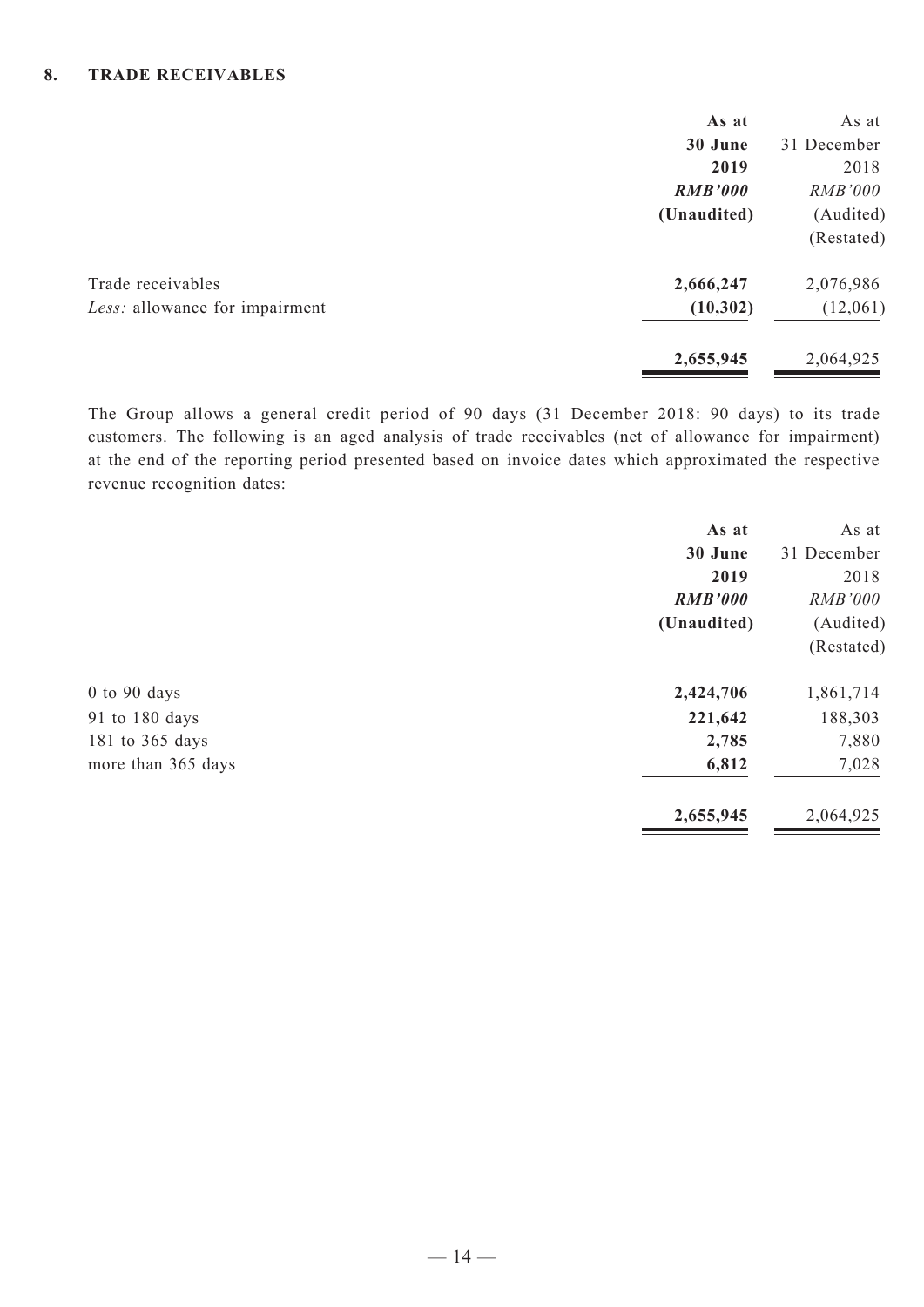## 8. TRADE RECEIVABLES

| | As at 30 June 2019 *RMB'000* (Unaudited) | As at 31 December 2018 *RMB'000* (Audited) (Restated) |
|---|---|---|
| Trade receivables | **2,666,247** | 2,076,986 |
| *Less:* allowance for impairment | **(10,302)** | (12,061) |
| | **2,655,945** | 2,064,925 |

The Group allows a general credit period of 90 days (31 December 2018: 90 days) to its trade customers. The following is an aged analysis of trade receivables (net of allowance for impairment) at the end of the reporting period presented based on invoice dates which approximated the respective revenue recognition dates:

| | As at 30 June 2019 *RMB'000* (Unaudited) | As at 31 December 2018 *RMB'000* (Audited) (Restated) |
|---|---|---|
| 0 to 90 days | **2,424,706** | 1,861,714 |
| 91 to 180 days | **221,642** | 188,303 |
| 181 to 365 days | **2,785** | 7,880 |
| more than 365 days | **6,812** | 7,028 |
| | **2,655,945** | 2,064,925 |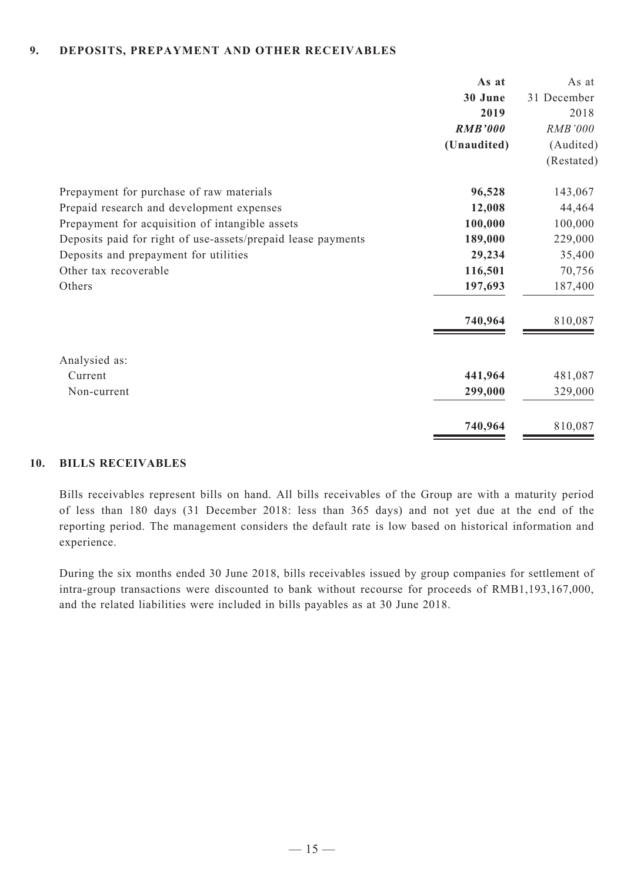## 9. DEPOSITS, PREPAYMENT AND OTHER RECEIVABLES

| | **As at 30 June 2019** | As at 31 December 2018 |
|---|---|---|
| | ***RMB'000*** | *RMB'000* |
| | **(Unaudited)** | (Audited) (Restated) |
| Prepayment for purchase of raw materials | **96,528** | 143,067 |
| Prepaid research and development expenses | **12,008** | 44,464 |
| Prepayment for acquisition of intangible assets | **100,000** | 100,000 |
| Deposits paid for right of use-assets/prepaid lease payments | **189,000** | 229,000 |
| Deposits and prepayment for utilities | **29,234** | 35,400 |
| Other tax recoverable | **116,501** | 70,756 |
| Others | **197,693** | 187,400 |
| | **740,964** | 810,087 |
| Analysised as: | | |
| Current | **441,964** | 481,087 |
| Non-current | **299,000** | 329,000 |
| | **740,964** | 810,087 |

## 10. BILLS RECEIVABLES

Bills receivables represent bills on hand. All bills receivables of the Group are with a maturity period of less than 180 days (31 December 2018: less than 365 days) and not yet due at the end of the reporting period. The management considers the default rate is low based on historical information and experience.

During the six months ended 30 June 2018, bills receivables issued by group companies for settlement of intra-group transactions were discounted to bank without recourse for proceeds of RMB1,193,167,000, and the related liabilities were included in bills payables as at 30 June 2018.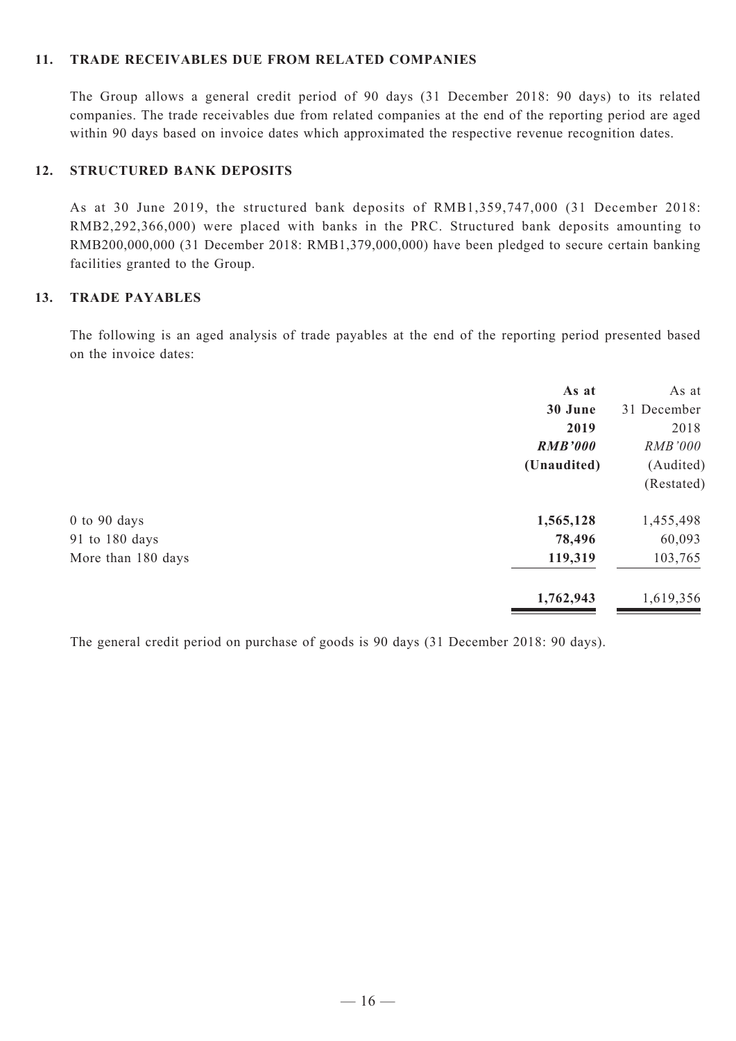## 11. TRADE RECEIVABLES DUE FROM RELATED COMPANIES

The Group allows a general credit period of 90 days (31 December 2018: 90 days) to its related companies. The trade receivables due from related companies at the end of the reporting period are aged within 90 days based on invoice dates which approximated the respective revenue recognition dates.

## 12. STRUCTURED BANK DEPOSITS

As at 30 June 2019, the structured bank deposits of RMB1,359,747,000 (31 December 2018: RMB2,292,366,000) were placed with banks in the PRC. Structured bank deposits amounting to RMB200,000,000 (31 December 2018: RMB1,379,000,000) have been pledged to secure certain banking facilities granted to the Group.

## 13. TRADE PAYABLES

The following is an aged analysis of trade payables at the end of the reporting period presented based on the invoice dates:

| | **As at 30 June 2019** | As at 31 December 2018 |
|---|---|---|
| | ***RMB'000*** | *RMB'000* |
| | **(Unaudited)** | (Audited) (Restated) |
| 0 to 90 days | **1,565,128** | 1,455,498 |
| 91 to 180 days | **78,496** | 60,093 |
| More than 180 days | **119,319** | 103,765 |
| | **1,762,943** | 1,619,356 |

The general credit period on purchase of goods is 90 days (31 December 2018: 90 days).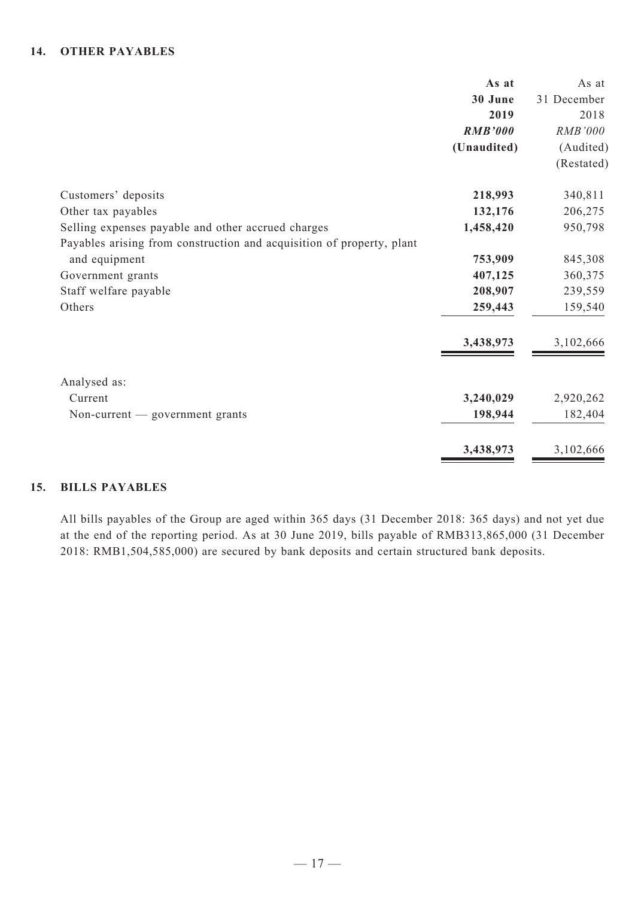## 14. OTHER PAYABLES

| | As at 30 June 2019 *RMB'000* (Unaudited) | As at 31 December 2018 *RMB'000* (Audited) (Restated) |
|---|---|---|
| Customers' deposits | **218,993** | 340,811 |
| Other tax payables | **132,176** | 206,275 |
| Selling expenses payable and other accrued charges | **1,458,420** | 950,798 |
| Payables arising from construction and acquisition of property, plant and equipment | **753,909** | 845,308 |
| Government grants | **407,125** | 360,375 |
| Staff welfare payable | **208,907** | 239,559 |
| Others | **259,443** | 159,540 |
| | **3,438,973** | 3,102,666 |
| Analysed as: | | |
| Current | **3,240,029** | 2,920,262 |
| Non-current — government grants | **198,944** | 182,404 |
| | **3,438,973** | 3,102,666 |

## 15. BILLS PAYABLES

All bills payables of the Group are aged within 365 days (31 December 2018: 365 days) and not yet due at the end of the reporting period. As at 30 June 2019, bills payable of RMB313,865,000 (31 December 2018: RMB1,504,585,000) are secured by bank deposits and certain structured bank deposits.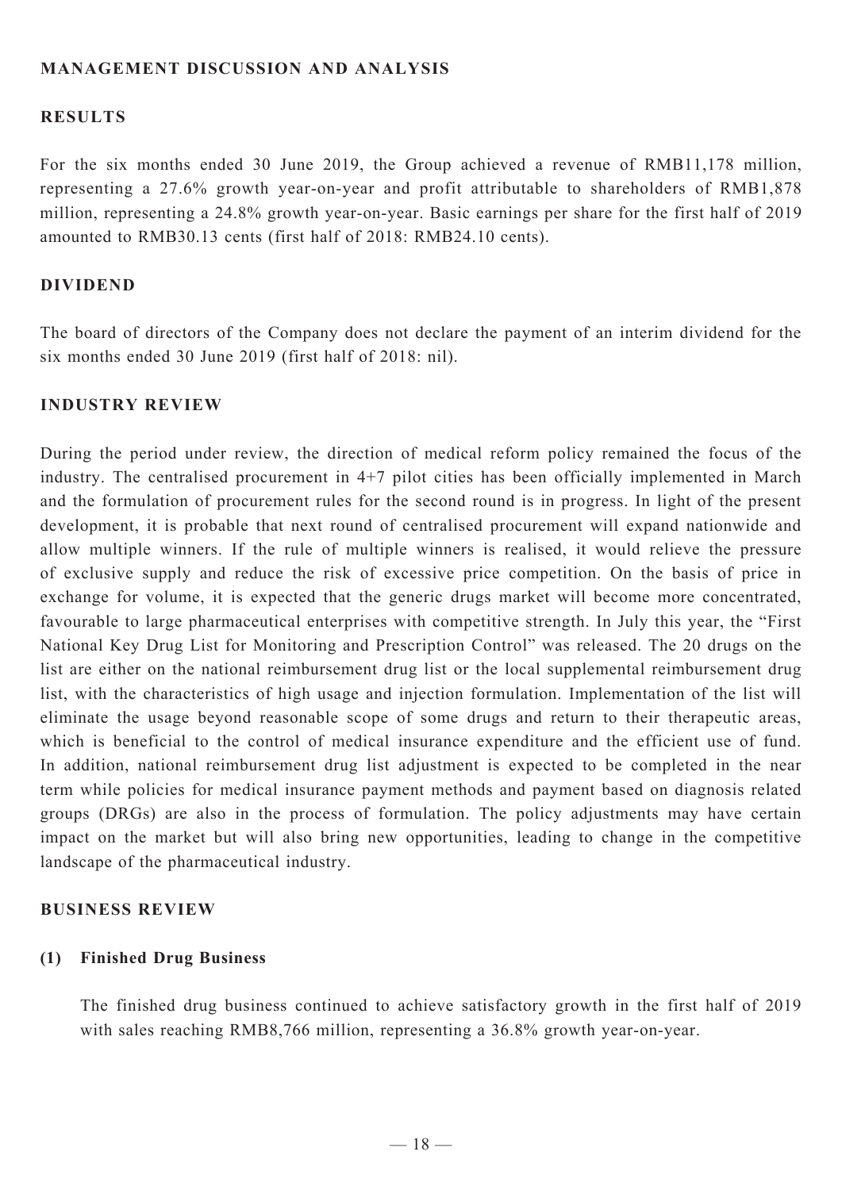## MANAGEMENT DISCUSSION AND ANALYSIS

### RESULTS

For the six months ended 30 June 2019, the Group achieved a revenue of RMB11,178 million, representing a 27.6% growth year-on-year and profit attributable to shareholders of RMB1,878 million, representing a 24.8% growth year-on-year. Basic earnings per share for the first half of 2019 amounted to RMB30.13 cents (first half of 2018: RMB24.10 cents).

### DIVIDEND

The board of directors of the Company does not declare the payment of an interim dividend for the six months ended 30 June 2019 (first half of 2018: nil).

### INDUSTRY REVIEW

During the period under review, the direction of medical reform policy remained the focus of the industry. The centralised procurement in 4+7 pilot cities has been officially implemented in March and the formulation of procurement rules for the second round is in progress. In light of the present development, it is probable that next round of centralised procurement will expand nationwide and allow multiple winners. If the rule of multiple winners is realised, it would relieve the pressure of exclusive supply and reduce the risk of excessive price competition. On the basis of price in exchange for volume, it is expected that the generic drugs market will become more concentrated, favourable to large pharmaceutical enterprises with competitive strength. In July this year, the "First National Key Drug List for Monitoring and Prescription Control" was released. The 20 drugs on the list are either on the national reimbursement drug list or the local supplemental reimbursement drug list, with the characteristics of high usage and injection formulation. Implementation of the list will eliminate the usage beyond reasonable scope of some drugs and return to their therapeutic areas, which is beneficial to the control of medical insurance expenditure and the efficient use of fund. In addition, national reimbursement drug list adjustment is expected to be completed in the near term while policies for medical insurance payment methods and payment based on diagnosis related groups (DRGs) are also in the process of formulation. The policy adjustments may have certain impact on the market but will also bring new opportunities, leading to change in the competitive landscape of the pharmaceutical industry.

### BUSINESS REVIEW

#### (1) Finished Drug Business

The finished drug business continued to achieve satisfactory growth in the first half of 2019 with sales reaching RMB8,766 million, representing a 36.8% growth year-on-year.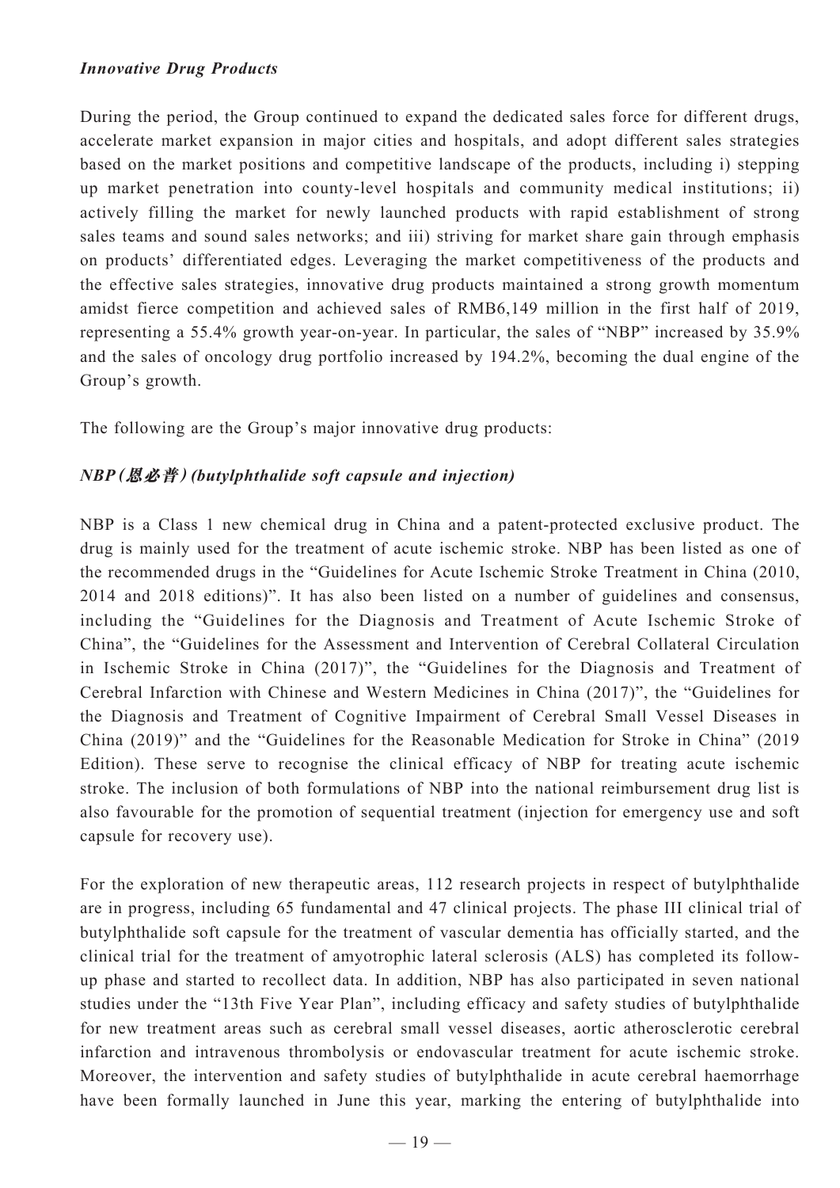***Innovative Drug Products***

During the period, the Group continued to expand the dedicated sales force for different drugs, accelerate market expansion in major cities and hospitals, and adopt different sales strategies based on the market positions and competitive landscape of the products, including i) stepping up market penetration into county-level hospitals and community medical institutions; ii) actively filling the market for newly launched products with rapid establishment of strong sales teams and sound sales networks; and iii) striving for market share gain through emphasis on products' differentiated edges. Leveraging the market competitiveness of the products and the effective sales strategies, innovative drug products maintained a strong growth momentum amidst fierce competition and achieved sales of RMB6,149 million in the first half of 2019, representing a 55.4% growth year-on-year. In particular, the sales of "NBP" increased by 35.9% and the sales of oncology drug portfolio increased by 194.2%, becoming the dual engine of the Group's growth.

The following are the Group's major innovative drug products:

***NBP (恩必普) (butylphthalide soft capsule and injection)***

NBP is a Class 1 new chemical drug in China and a patent-protected exclusive product. The drug is mainly used for the treatment of acute ischemic stroke. NBP has been listed as one of the recommended drugs in the "Guidelines for Acute Ischemic Stroke Treatment in China (2010, 2014 and 2018 editions)". It has also been listed on a number of guidelines and consensus, including the "Guidelines for the Diagnosis and Treatment of Acute Ischemic Stroke of China", the "Guidelines for the Assessment and Intervention of Cerebral Collateral Circulation in Ischemic Stroke in China (2017)", the "Guidelines for the Diagnosis and Treatment of Cerebral Infarction with Chinese and Western Medicines in China (2017)", the "Guidelines for the Diagnosis and Treatment of Cognitive Impairment of Cerebral Small Vessel Diseases in China (2019)" and the "Guidelines for the Reasonable Medication for Stroke in China" (2019 Edition). These serve to recognise the clinical efficacy of NBP for treating acute ischemic stroke. The inclusion of both formulations of NBP into the national reimbursement drug list is also favourable for the promotion of sequential treatment (injection for emergency use and soft capsule for recovery use).

For the exploration of new therapeutic areas, 112 research projects in respect of butylphthalide are in progress, including 65 fundamental and 47 clinical projects. The phase III clinical trial of butylphthalide soft capsule for the treatment of vascular dementia has officially started, and the clinical trial for the treatment of amyotrophic lateral sclerosis (ALS) has completed its follow-up phase and started to recollect data. In addition, NBP has also participated in seven national studies under the "13th Five Year Plan", including efficacy and safety studies of butylphthalide for new treatment areas such as cerebral small vessel diseases, aortic atherosclerotic cerebral infarction and intravenous thrombolysis or endovascular treatment for acute ischemic stroke. Moreover, the intervention and safety studies of butylphthalide in acute cerebral haemorrhage have been formally launched in June this year, marking the entering of butylphthalide into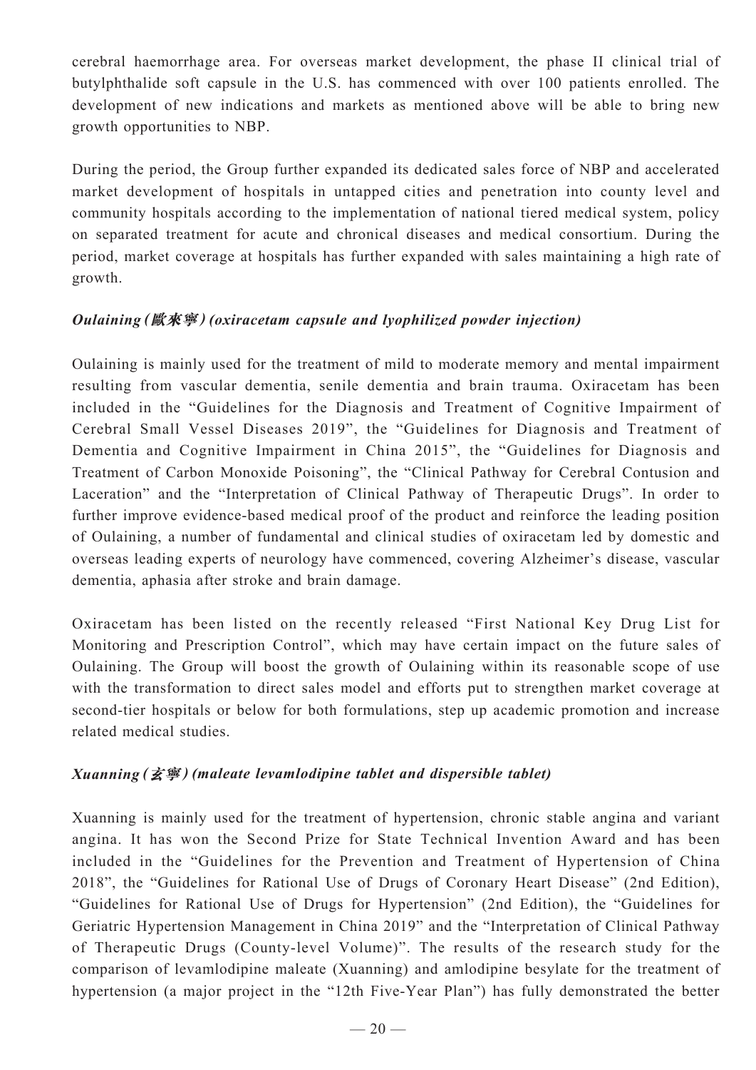cerebral haemorrhage area. For overseas market development, the phase II clinical trial of butylphthalide soft capsule in the U.S. has commenced with over 100 patients enrolled. The development of new indications and markets as mentioned above will be able to bring new growth opportunities to NBP.

During the period, the Group further expanded its dedicated sales force of NBP and accelerated market development of hospitals in untapped cities and penetration into county level and community hospitals according to the implementation of national tiered medical system, policy on separated treatment for acute and chronical diseases and medical consortium. During the period, market coverage at hospitals has further expanded with sales maintaining a high rate of growth.

***Oulaining (歐來寧) (oxiracetam capsule and lyophilized powder injection)***

Oulaining is mainly used for the treatment of mild to moderate memory and mental impairment resulting from vascular dementia, senile dementia and brain trauma. Oxiracetam has been included in the "Guidelines for the Diagnosis and Treatment of Cognitive Impairment of Cerebral Small Vessel Diseases 2019", the "Guidelines for Diagnosis and Treatment of Dementia and Cognitive Impairment in China 2015", the "Guidelines for Diagnosis and Treatment of Carbon Monoxide Poisoning", the "Clinical Pathway for Cerebral Contusion and Laceration" and the "Interpretation of Clinical Pathway of Therapeutic Drugs". In order to further improve evidence-based medical proof of the product and reinforce the leading position of Oulaining, a number of fundamental and clinical studies of oxiracetam led by domestic and overseas leading experts of neurology have commenced, covering Alzheimer's disease, vascular dementia, aphasia after stroke and brain damage.

Oxiracetam has been listed on the recently released "First National Key Drug List for Monitoring and Prescription Control", which may have certain impact on the future sales of Oulaining. The Group will boost the growth of Oulaining within its reasonable scope of use with the transformation to direct sales model and efforts put to strengthen market coverage at second-tier hospitals or below for both formulations, step up academic promotion and increase related medical studies.

***Xuanning (玄寧) (maleate levamlodipine tablet and dispersible tablet)***

Xuanning is mainly used for the treatment of hypertension, chronic stable angina and variant angina. It has won the Second Prize for State Technical Invention Award and has been included in the "Guidelines for the Prevention and Treatment of Hypertension of China 2018", the "Guidelines for Rational Use of Drugs of Coronary Heart Disease" (2nd Edition), "Guidelines for Rational Use of Drugs for Hypertension" (2nd Edition), the "Guidelines for Geriatric Hypertension Management in China 2019" and the "Interpretation of Clinical Pathway of Therapeutic Drugs (County-level Volume)". The results of the research study for the comparison of levamlodipine maleate (Xuanning) and amlodipine besylate for the treatment of hypertension (a major project in the "12th Five-Year Plan") has fully demonstrated the better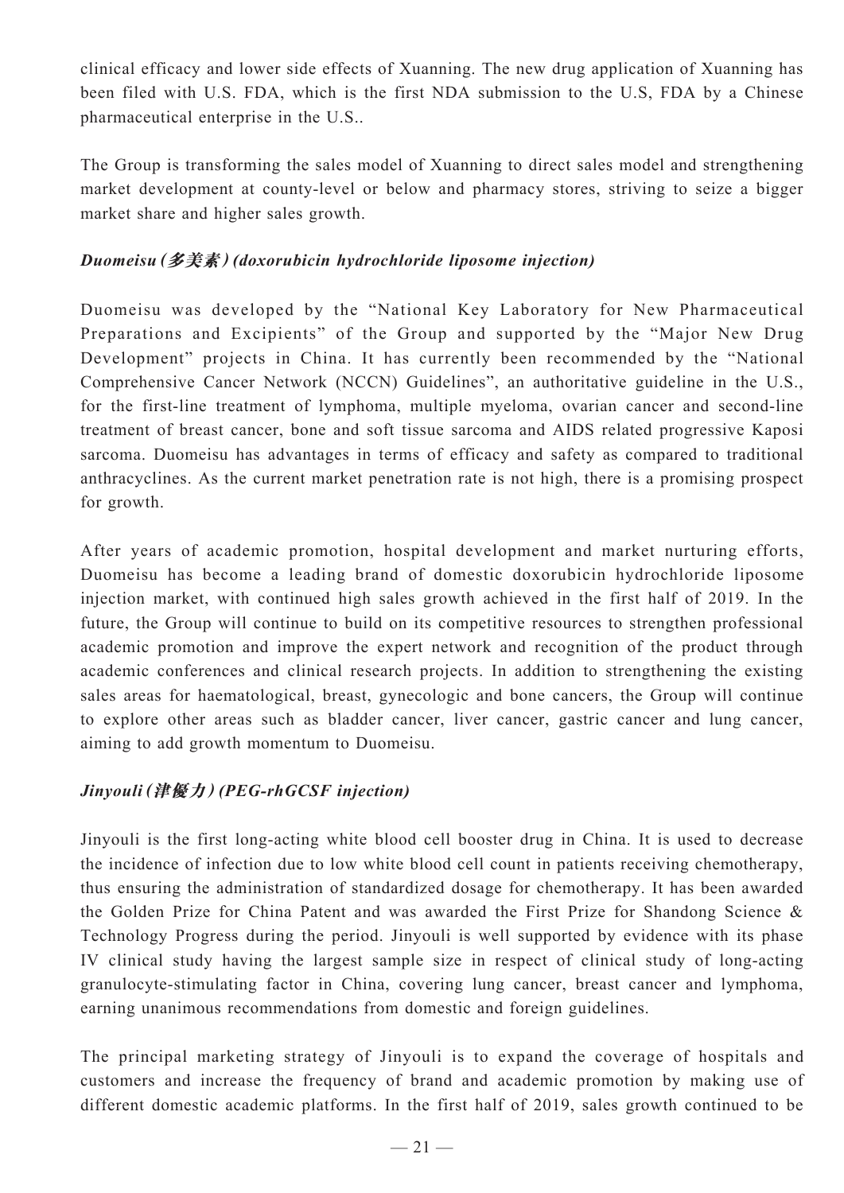clinical efficacy and lower side effects of Xuanning. The new drug application of Xuanning has been filed with U.S. FDA, which is the first NDA submission to the U.S, FDA by a Chinese pharmaceutical enterprise in the U.S..

The Group is transforming the sales model of Xuanning to direct sales model and strengthening market development at county-level or below and pharmacy stores, striving to seize a bigger market share and higher sales growth.

***Duomeisu (多美素) (doxorubicin hydrochloride liposome injection)***

Duomeisu was developed by the "National Key Laboratory for New Pharmaceutical Preparations and Excipients" of the Group and supported by the "Major New Drug Development" projects in China. It has currently been recommended by the "National Comprehensive Cancer Network (NCCN) Guidelines", an authoritative guideline in the U.S., for the first-line treatment of lymphoma, multiple myeloma, ovarian cancer and second-line treatment of breast cancer, bone and soft tissue sarcoma and AIDS related progressive Kaposi sarcoma. Duomeisu has advantages in terms of efficacy and safety as compared to traditional anthracyclines. As the current market penetration rate is not high, there is a promising prospect for growth.

After years of academic promotion, hospital development and market nurturing efforts, Duomeisu has become a leading brand of domestic doxorubicin hydrochloride liposome injection market, with continued high sales growth achieved in the first half of 2019. In the future, the Group will continue to build on its competitive resources to strengthen professional academic promotion and improve the expert network and recognition of the product through academic conferences and clinical research projects. In addition to strengthening the existing sales areas for haematological, breast, gynecologic and bone cancers, the Group will continue to explore other areas such as bladder cancer, liver cancer, gastric cancer and lung cancer, aiming to add growth momentum to Duomeisu.

***Jinyouli (津優力) (PEG-rhGCSF injection)***

Jinyouli is the first long-acting white blood cell booster drug in China. It is used to decrease the incidence of infection due to low white blood cell count in patients receiving chemotherapy, thus ensuring the administration of standardized dosage for chemotherapy. It has been awarded the Golden Prize for China Patent and was awarded the First Prize for Shandong Science & Technology Progress during the period. Jinyouli is well supported by evidence with its phase IV clinical study having the largest sample size in respect of clinical study of long-acting granulocyte-stimulating factor in China, covering lung cancer, breast cancer and lymphoma, earning unanimous recommendations from domestic and foreign guidelines.

The principal marketing strategy of Jinyouli is to expand the coverage of hospitals and customers and increase the frequency of brand and academic promotion by making use of different domestic academic platforms. In the first half of 2019, sales growth continued to be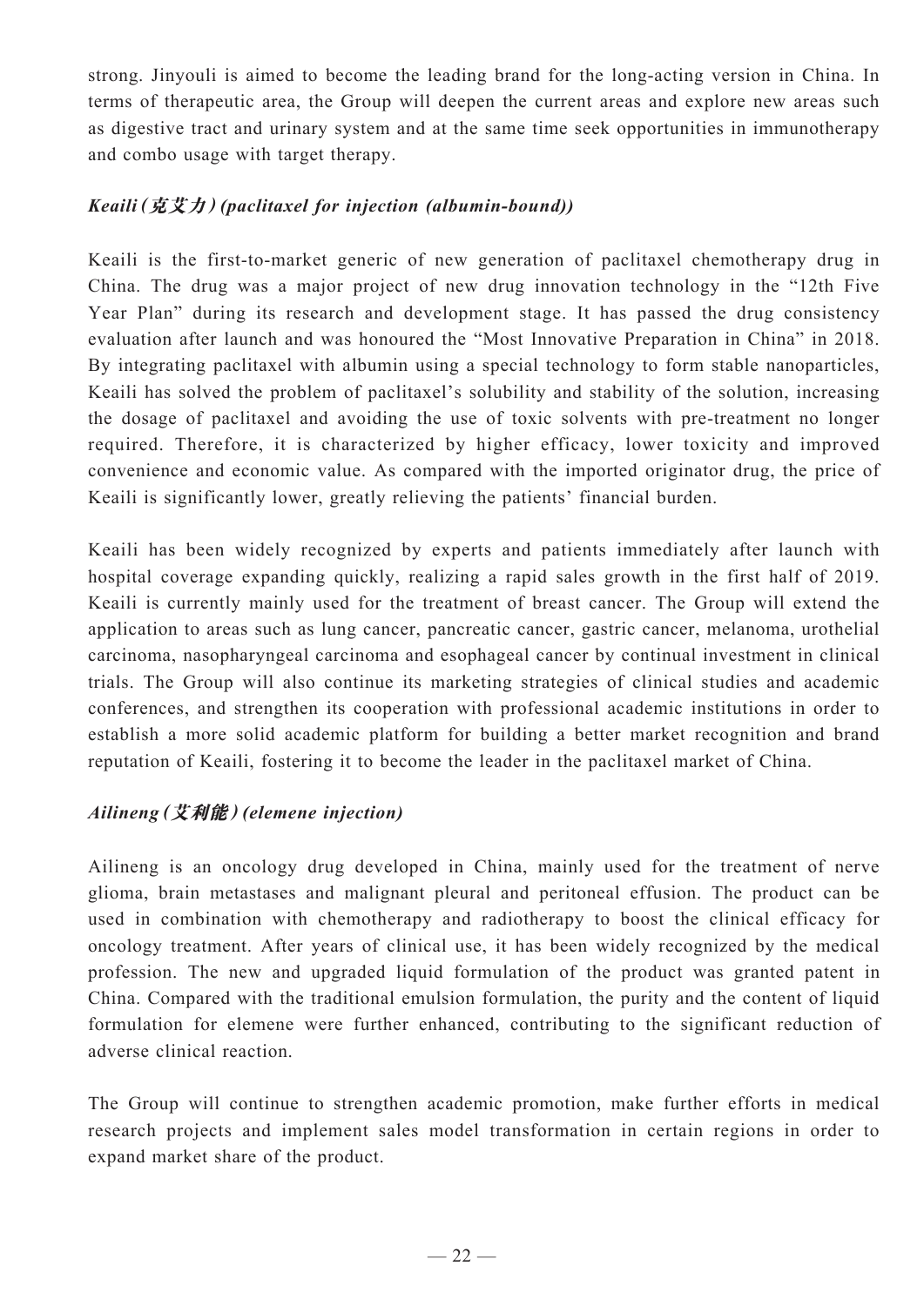strong. Jinyouli is aimed to become the leading brand for the long-acting version in China. In terms of therapeutic area, the Group will deepen the current areas and explore new areas such as digestive tract and urinary system and at the same time seek opportunities in immunotherapy and combo usage with target therapy.

***Keaili (克艾力) (paclitaxel for injection (albumin-bound))***

Keaili is the first-to-market generic of new generation of paclitaxel chemotherapy drug in China. The drug was a major project of new drug innovation technology in the "12th Five Year Plan" during its research and development stage. It has passed the drug consistency evaluation after launch and was honoured the "Most Innovative Preparation in China" in 2018. By integrating paclitaxel with albumin using a special technology to form stable nanoparticles, Keaili has solved the problem of paclitaxel's solubility and stability of the solution, increasing the dosage of paclitaxel and avoiding the use of toxic solvents with pre-treatment no longer required. Therefore, it is characterized by higher efficacy, lower toxicity and improved convenience and economic value. As compared with the imported originator drug, the price of Keaili is significantly lower, greatly relieving the patients' financial burden.

Keaili has been widely recognized by experts and patients immediately after launch with hospital coverage expanding quickly, realizing a rapid sales growth in the first half of 2019. Keaili is currently mainly used for the treatment of breast cancer. The Group will extend the application to areas such as lung cancer, pancreatic cancer, gastric cancer, melanoma, urothelial carcinoma, nasopharyngeal carcinoma and esophageal cancer by continual investment in clinical trials. The Group will also continue its marketing strategies of clinical studies and academic conferences, and strengthen its cooperation with professional academic institutions in order to establish a more solid academic platform for building a better market recognition and brand reputation of Keaili, fostering it to become the leader in the paclitaxel market of China.

***Ailineng (艾利能) (elemene injection)***

Ailineng is an oncology drug developed in China, mainly used for the treatment of nerve glioma, brain metastases and malignant pleural and peritoneal effusion. The product can be used in combination with chemotherapy and radiotherapy to boost the clinical efficacy for oncology treatment. After years of clinical use, it has been widely recognized by the medical profession. The new and upgraded liquid formulation of the product was granted patent in China. Compared with the traditional emulsion formulation, the purity and the content of liquid formulation for elemene were further enhanced, contributing to the significant reduction of adverse clinical reaction.

The Group will continue to strengthen academic promotion, make further efforts in medical research projects and implement sales model transformation in certain regions in order to expand market share of the product.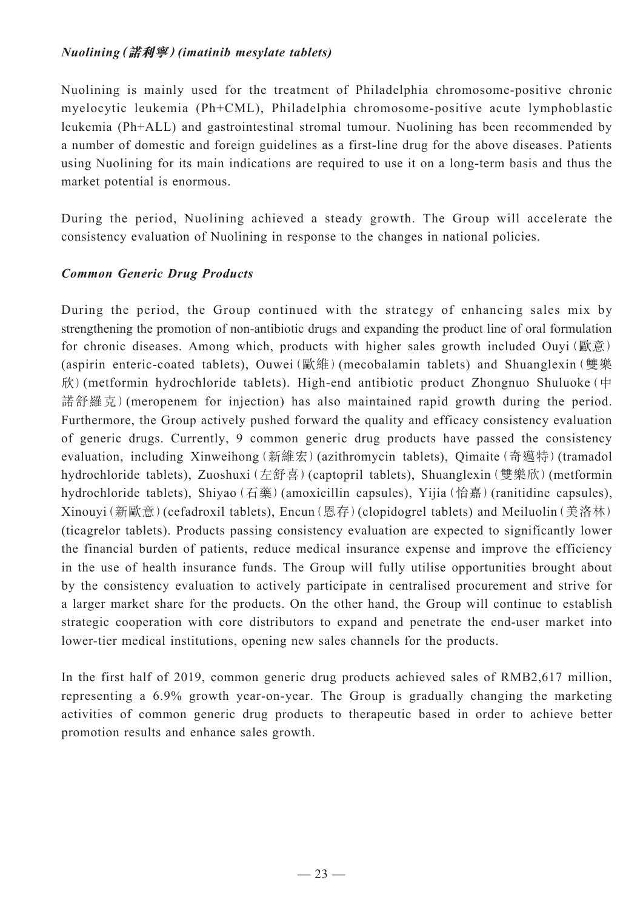***Nuolining (諾利寧) (imatinib mesylate tablets)***

Nuolining is mainly used for the treatment of Philadelphia chromosome-positive chronic myelocytic leukemia (Ph+CML), Philadelphia chromosome-positive acute lymphoblastic leukemia (Ph+ALL) and gastrointestinal stromal tumour. Nuolining has been recommended by a number of domestic and foreign guidelines as a first-line drug for the above diseases. Patients using Nuolining for its main indications are required to use it on a long-term basis and thus the market potential is enormous.

During the period, Nuolining achieved a steady growth. The Group will accelerate the consistency evaluation of Nuolining in response to the changes in national policies.

***Common Generic Drug Products***

During the period, the Group continued with the strategy of enhancing sales mix by strengthening the promotion of non-antibiotic drugs and expanding the product line of oral formulation for chronic diseases. Among which, products with higher sales growth included Ouyi (歐意) (aspirin enteric-coated tablets), Ouwei (歐維) (mecobalamin tablets) and Shuanglexin (雙樂欣) (metformin hydrochloride tablets). High-end antibiotic product Zhongnuo Shuluoke (中諾舒羅克) (meropenem for injection) has also maintained rapid growth during the period. Furthermore, the Group actively pushed forward the quality and efficacy consistency evaluation of generic drugs. Currently, 9 common generic drug products have passed the consistency evaluation, including Xinweihong (新維宏) (azithromycin tablets), Qimaite (奇邁特) (tramadol hydrochloride tablets), Zuoshuxi (左舒喜) (captopril tablets), Shuanglexin (雙樂欣) (metformin hydrochloride tablets), Shiyao (石藥) (amoxicillin capsules), Yijia (怡嘉) (ranitidine capsules), Xinouyi (新歐意) (cefadroxil tablets), Encun (恩存) (clopidogrel tablets) and Meiluolin (美洛林) (ticagrelor tablets). Products passing consistency evaluation are expected to significantly lower the financial burden of patients, reduce medical insurance expense and improve the efficiency in the use of health insurance funds. The Group will fully utilise opportunities brought about by the consistency evaluation to actively participate in centralised procurement and strive for a larger market share for the products. On the other hand, the Group will continue to establish strategic cooperation with core distributors to expand and penetrate the end-user market into lower-tier medical institutions, opening new sales channels for the products.

In the first half of 2019, common generic drug products achieved sales of RMB2,617 million, representing a 6.9% growth year-on-year. The Group is gradually changing the marketing activities of common generic drug products to therapeutic based in order to achieve better promotion results and enhance sales growth.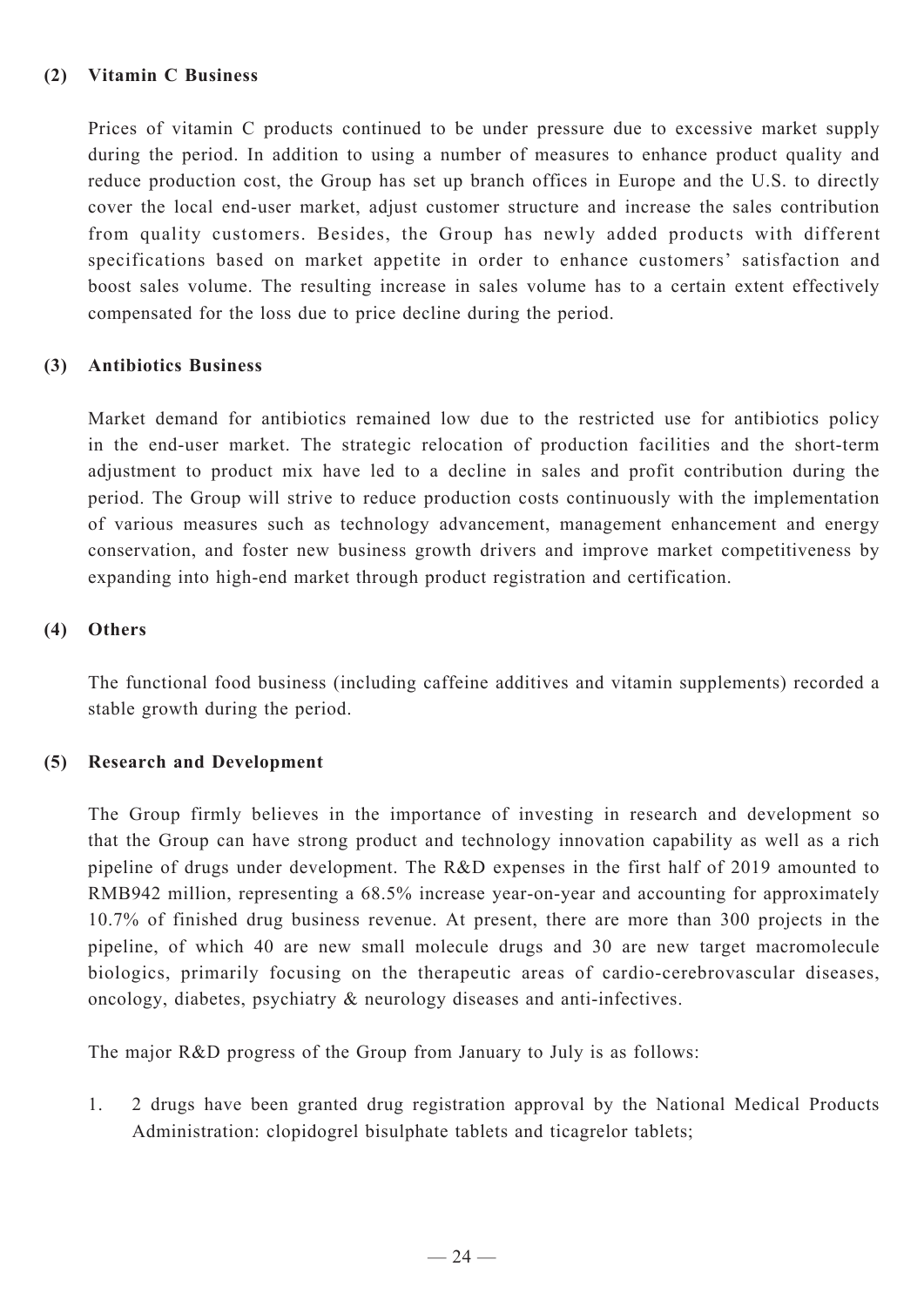### (2) Vitamin C Business

Prices of vitamin C products continued to be under pressure due to excessive market supply during the period. In addition to using a number of measures to enhance product quality and reduce production cost, the Group has set up branch offices in Europe and the U.S. to directly cover the local end-user market, adjust customer structure and increase the sales contribution from quality customers. Besides, the Group has newly added products with different specifications based on market appetite in order to enhance customers' satisfaction and boost sales volume. The resulting increase in sales volume has to a certain extent effectively compensated for the loss due to price decline during the period.

### (3) Antibiotics Business

Market demand for antibiotics remained low due to the restricted use for antibiotics policy in the end-user market. The strategic relocation of production facilities and the short-term adjustment to product mix have led to a decline in sales and profit contribution during the period. The Group will strive to reduce production costs continuously with the implementation of various measures such as technology advancement, management enhancement and energy conservation, and foster new business growth drivers and improve market competitiveness by expanding into high-end market through product registration and certification.

### (4) Others

The functional food business (including caffeine additives and vitamin supplements) recorded a stable growth during the period.

### (5) Research and Development

The Group firmly believes in the importance of investing in research and development so that the Group can have strong product and technology innovation capability as well as a rich pipeline of drugs under development. The R&D expenses in the first half of 2019 amounted to RMB942 million, representing a 68.5% increase year-on-year and accounting for approximately 10.7% of finished drug business revenue. At present, there are more than 300 projects in the pipeline, of which 40 are new small molecule drugs and 30 are new target macromolecule biologics, primarily focusing on the therapeutic areas of cardio-cerebrovascular diseases, oncology, diabetes, psychiatry & neurology diseases and anti-infectives.

The major R&D progress of the Group from January to July is as follows:

1. 2 drugs have been granted drug registration approval by the National Medical Products Administration: clopidogrel bisulphate tablets and ticagrelor tablets;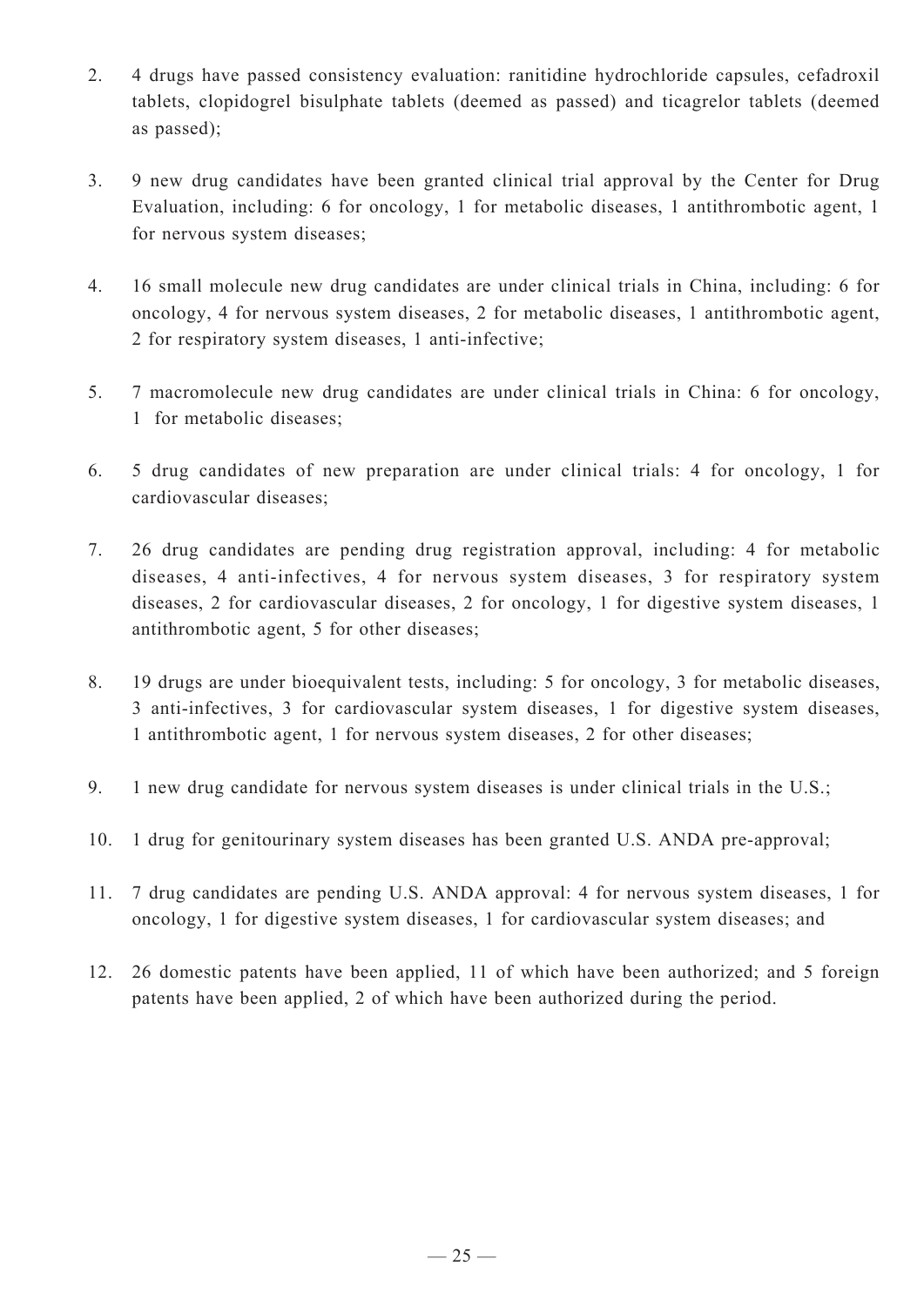2. 4 drugs have passed consistency evaluation: ranitidine hydrochloride capsules, cefadroxil tablets, clopidogrel bisulphate tablets (deemed as passed) and ticagrelor tablets (deemed as passed);

3. 9 new drug candidates have been granted clinical trial approval by the Center for Drug Evaluation, including: 6 for oncology, 1 for metabolic diseases, 1 antithrombotic agent, 1 for nervous system diseases;

4. 16 small molecule new drug candidates are under clinical trials in China, including: 6 for oncology, 4 for nervous system diseases, 2 for metabolic diseases, 1 antithrombotic agent, 2 for respiratory system diseases, 1 anti-infective;

5. 7 macromolecule new drug candidates are under clinical trials in China: 6 for oncology, 1 for metabolic diseases;

6. 5 drug candidates of new preparation are under clinical trials: 4 for oncology, 1 for cardiovascular diseases;

7. 26 drug candidates are pending drug registration approval, including: 4 for metabolic diseases, 4 anti-infectives, 4 for nervous system diseases, 3 for respiratory system diseases, 2 for cardiovascular diseases, 2 for oncology, 1 for digestive system diseases, 1 antithrombotic agent, 5 for other diseases;

8. 19 drugs are under bioequivalent tests, including: 5 for oncology, 3 for metabolic diseases, 3 anti-infectives, 3 for cardiovascular system diseases, 1 for digestive system diseases, 1 antithrombotic agent, 1 for nervous system diseases, 2 for other diseases;

9. 1 new drug candidate for nervous system diseases is under clinical trials in the U.S.;

10. 1 drug for genitourinary system diseases has been granted U.S. ANDA pre-approval;

11. 7 drug candidates are pending U.S. ANDA approval: 4 for nervous system diseases, 1 for oncology, 1 for digestive system diseases, 1 for cardiovascular system diseases; and

12. 26 domestic patents have been applied, 11 of which have been authorized; and 5 foreign patents have been applied, 2 of which have been authorized during the period.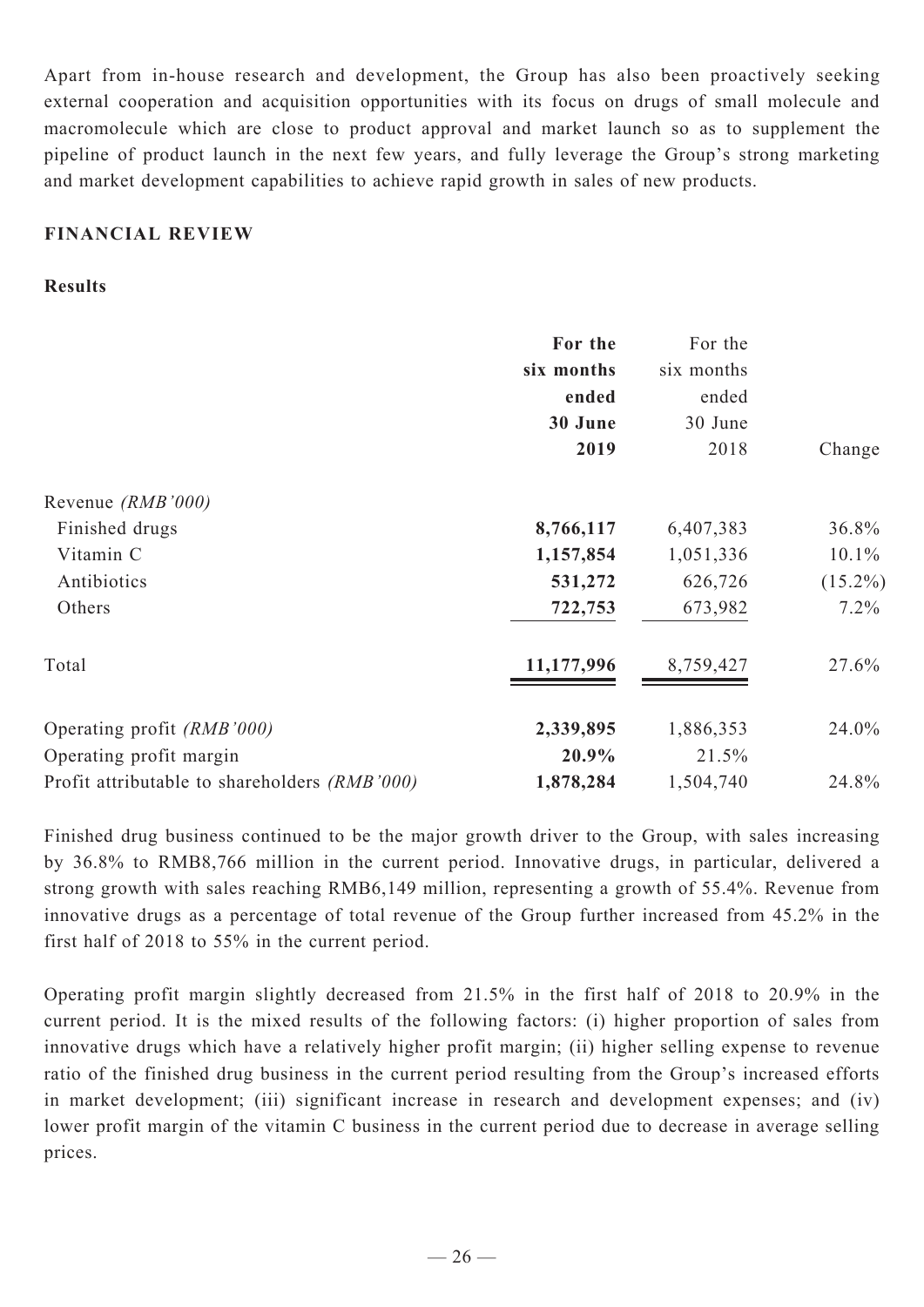Apart from in-house research and development, the Group has also been proactively seeking external cooperation and acquisition opportunities with its focus on drugs of small molecule and macromolecule which are close to product approval and market launch so as to supplement the pipeline of product launch in the next few years, and fully leverage the Group's strong marketing and market development capabilities to achieve rapid growth in sales of new products.

## FINANCIAL REVIEW

### Results

| | **For the six months ended 30 June 2019** | For the six months ended 30 June 2018 | Change |
|---|---|---|---|
| Revenue *(RMB'000)* | | | |
| Finished drugs | **8,766,117** | 6,407,383 | 36.8% |
| Vitamin C | **1,157,854** | 1,051,336 | 10.1% |
| Antibiotics | **531,272** | 626,726 | (15.2%) |
| Others | **722,753** | 673,982 | 7.2% |
| Total | **11,177,996** | 8,759,427 | 27.6% |
| Operating profit *(RMB'000)* | **2,339,895** | 1,886,353 | 24.0% |
| Operating profit margin | **20.9%** | 21.5% | |
| Profit attributable to shareholders *(RMB'000)* | **1,878,284** | 1,504,740 | 24.8% |

Finished drug business continued to be the major growth driver to the Group, with sales increasing by 36.8% to RMB8,766 million in the current period. Innovative drugs, in particular, delivered a strong growth with sales reaching RMB6,149 million, representing a growth of 55.4%. Revenue from innovative drugs as a percentage of total revenue of the Group further increased from 45.2% in the first half of 2018 to 55% in the current period.

Operating profit margin slightly decreased from 21.5% in the first half of 2018 to 20.9% in the current period. It is the mixed results of the following factors: (i) higher proportion of sales from innovative drugs which have a relatively higher profit margin; (ii) higher selling expense to revenue ratio of the finished drug business in the current period resulting from the Group's increased efforts in market development; (iii) significant increase in research and development expenses; and (iv) lower profit margin of the vitamin C business in the current period due to decrease in average selling prices.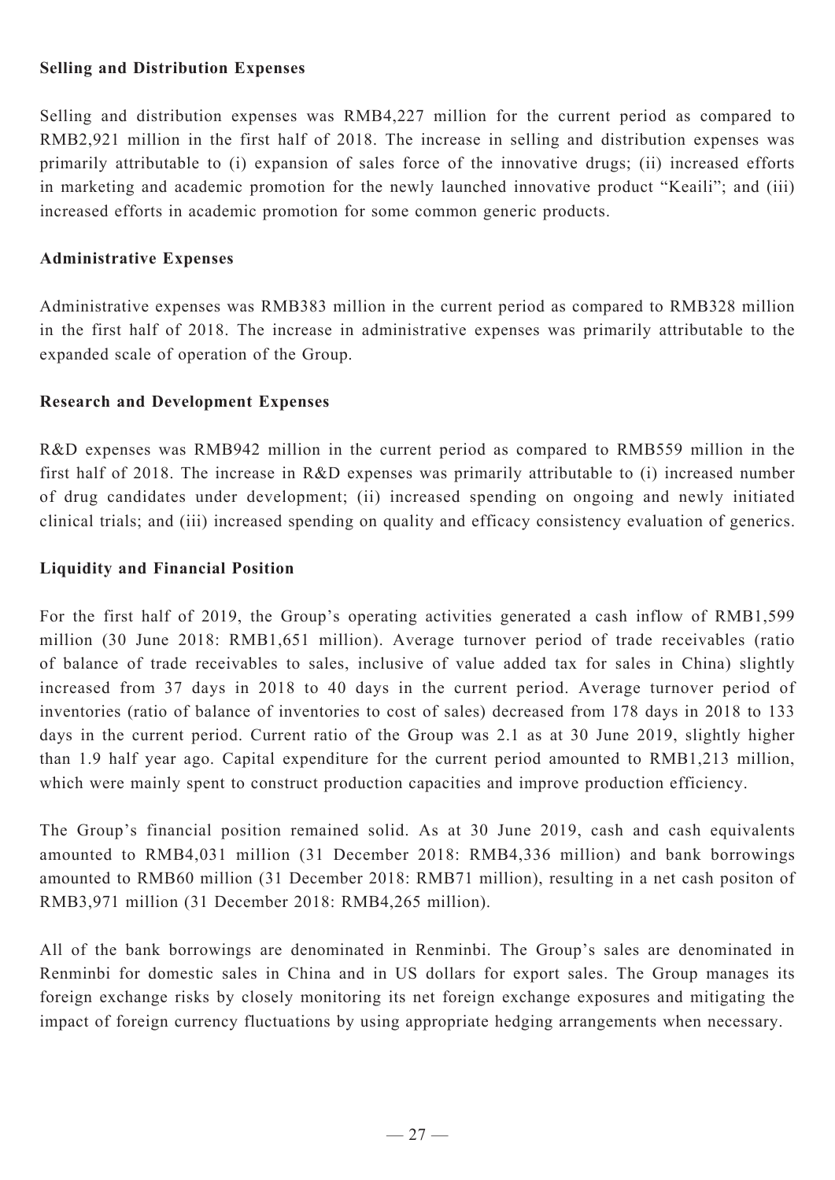**Selling and Distribution Expenses**

Selling and distribution expenses was RMB4,227 million for the current period as compared to RMB2,921 million in the first half of 2018. The increase in selling and distribution expenses was primarily attributable to (i) expansion of sales force of the innovative drugs; (ii) increased efforts in marketing and academic promotion for the newly launched innovative product "Keaili"; and (iii) increased efforts in academic promotion for some common generic products.

**Administrative Expenses**

Administrative expenses was RMB383 million in the current period as compared to RMB328 million in the first half of 2018. The increase in administrative expenses was primarily attributable to the expanded scale of operation of the Group.

**Research and Development Expenses**

R&D expenses was RMB942 million in the current period as compared to RMB559 million in the first half of 2018. The increase in R&D expenses was primarily attributable to (i) increased number of drug candidates under development; (ii) increased spending on ongoing and newly initiated clinical trials; and (iii) increased spending on quality and efficacy consistency evaluation of generics.

**Liquidity and Financial Position**

For the first half of 2019, the Group's operating activities generated a cash inflow of RMB1,599 million (30 June 2018: RMB1,651 million). Average turnover period of trade receivables (ratio of balance of trade receivables to sales, inclusive of value added tax for sales in China) slightly increased from 37 days in 2018 to 40 days in the current period. Average turnover period of inventories (ratio of balance of inventories to cost of sales) decreased from 178 days in 2018 to 133 days in the current period. Current ratio of the Group was 2.1 as at 30 June 2019, slightly higher than 1.9 half year ago. Capital expenditure for the current period amounted to RMB1,213 million, which were mainly spent to construct production capacities and improve production efficiency.

The Group's financial position remained solid. As at 30 June 2019, cash and cash equivalents amounted to RMB4,031 million (31 December 2018: RMB4,336 million) and bank borrowings amounted to RMB60 million (31 December 2018: RMB71 million), resulting in a net cash positon of RMB3,971 million (31 December 2018: RMB4,265 million).

All of the bank borrowings are denominated in Renminbi. The Group's sales are denominated in Renminbi for domestic sales in China and in US dollars for export sales. The Group manages its foreign exchange risks by closely monitoring its net foreign exchange exposures and mitigating the impact of foreign currency fluctuations by using appropriate hedging arrangements when necessary.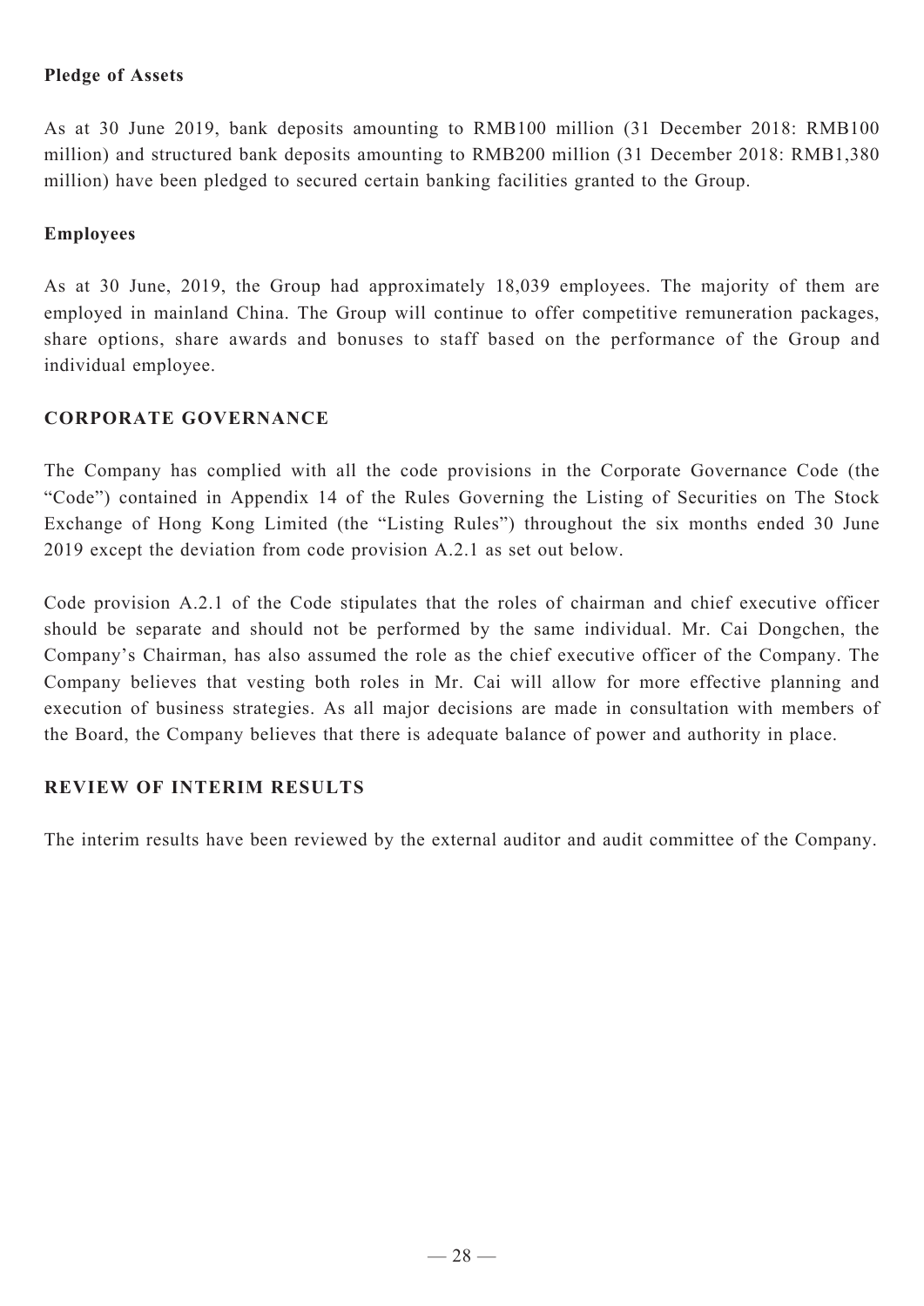**Pledge of Assets**

As at 30 June 2019, bank deposits amounting to RMB100 million (31 December 2018: RMB100 million) and structured bank deposits amounting to RMB200 million (31 December 2018: RMB1,380 million) have been pledged to secured certain banking facilities granted to the Group.

**Employees**

As at 30 June, 2019, the Group had approximately 18,039 employees. The majority of them are employed in mainland China. The Group will continue to offer competitive remuneration packages, share options, share awards and bonuses to staff based on the performance of the Group and individual employee.

## CORPORATE GOVERNANCE

The Company has complied with all the code provisions in the Corporate Governance Code (the "Code") contained in Appendix 14 of the Rules Governing the Listing of Securities on The Stock Exchange of Hong Kong Limited (the "Listing Rules") throughout the six months ended 30 June 2019 except the deviation from code provision A.2.1 as set out below.

Code provision A.2.1 of the Code stipulates that the roles of chairman and chief executive officer should be separate and should not be performed by the same individual. Mr. Cai Dongchen, the Company's Chairman, has also assumed the role as the chief executive officer of the Company. The Company believes that vesting both roles in Mr. Cai will allow for more effective planning and execution of business strategies. As all major decisions are made in consultation with members of the Board, the Company believes that there is adequate balance of power and authority in place.

## REVIEW OF INTERIM RESULTS

The interim results have been reviewed by the external auditor and audit committee of the Company.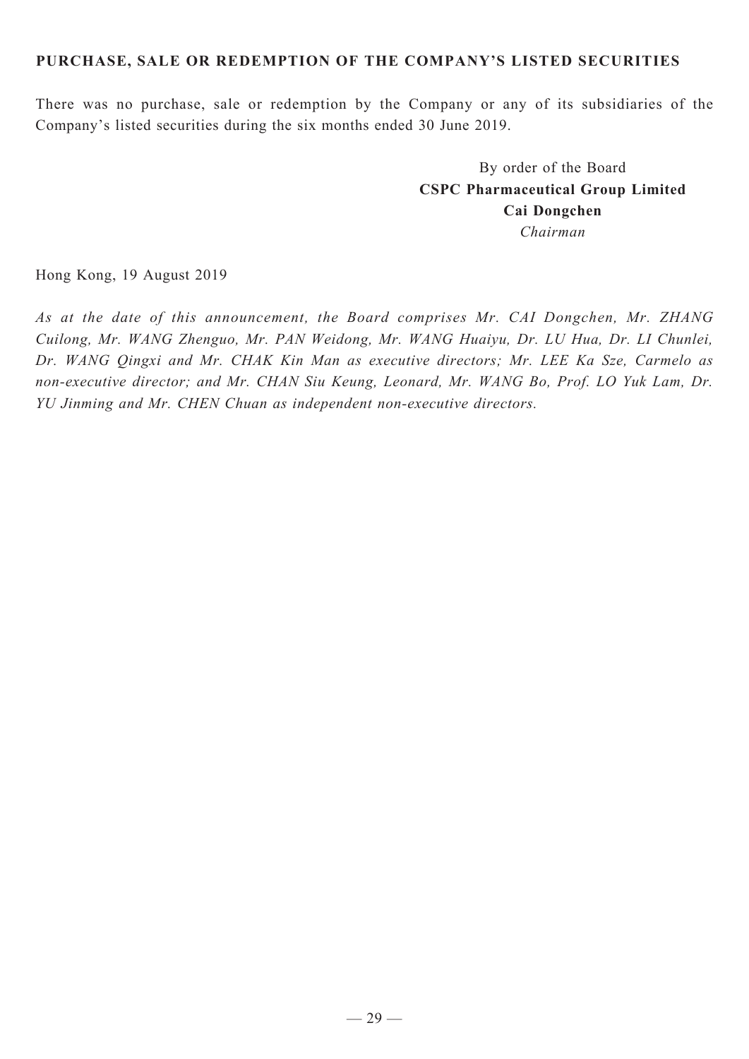## PURCHASE, SALE OR REDEMPTION OF THE COMPANY'S LISTED SECURITIES

There was no purchase, sale or redemption by the Company or any of its subsidiaries of the Company's listed securities during the six months ended 30 June 2019.

By order of the Board
**CSPC Pharmaceutical Group Limited**
**Cai Dongchen**
*Chairman*

Hong Kong, 19 August 2019

*As at the date of this announcement, the Board comprises Mr. CAI Dongchen, Mr. ZHANG Cuilong, Mr. WANG Zhenguo, Mr. PAN Weidong, Mr. WANG Huaiyu, Dr. LU Hua, Dr. LI Chunlei, Dr. WANG Qingxi and Mr. CHAK Kin Man as executive directors; Mr. LEE Ka Sze, Carmelo as non-executive director; and Mr. CHAN Siu Keung, Leonard, Mr. WANG Bo, Prof. LO Yuk Lam, Dr. YU Jinming and Mr. CHEN Chuan as independent non-executive directors.*